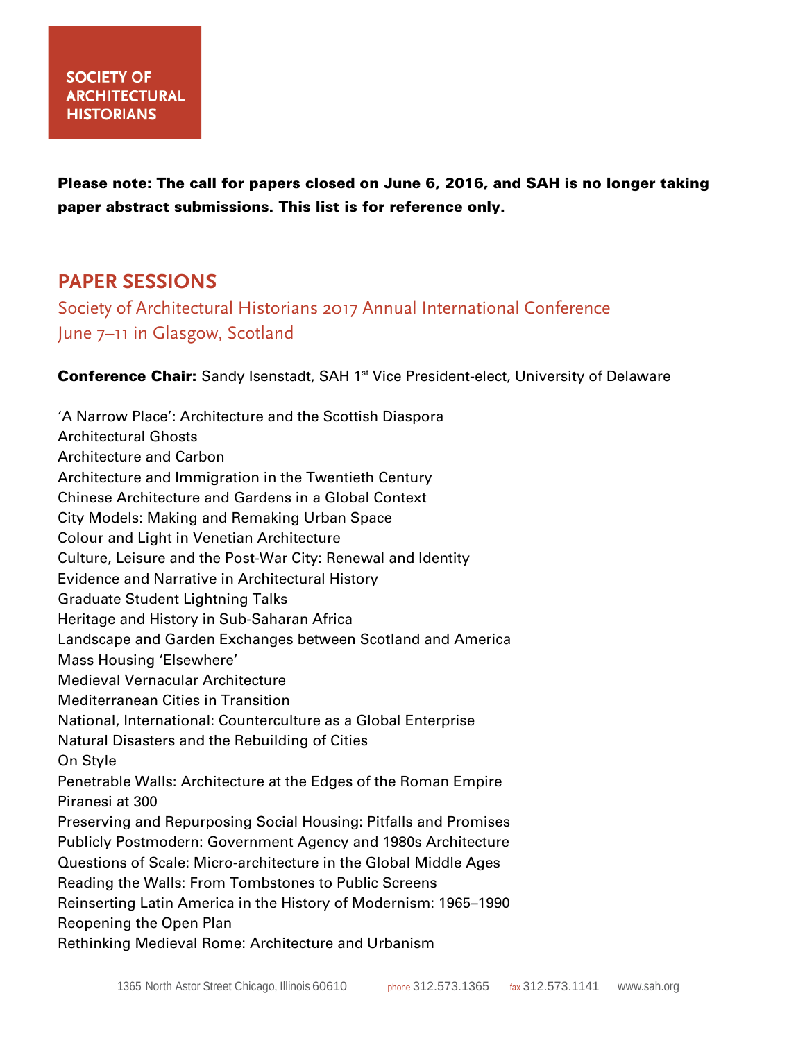SOCIETY OF ARCHITECTURAL HISTORIANS

**Please note: The call for papers closed on June 6, 2016, and SAH is no longer taking paper abstract submissions. This list is for reference only.**

## PAPER SESSIONS

Society of Architectural Historians 2017 Annual International Conference
June 7–11 in Glasgow, Scotland

**Conference Chair:** Sandy Isenstadt, SAH 1st Vice President-elect, University of Delaware

'A Narrow Place': Architecture and the Scottish Diaspora
Architectural Ghosts
Architecture and Carbon
Architecture and Immigration in the Twentieth Century
Chinese Architecture and Gardens in a Global Context
City Models: Making and Remaking Urban Space
Colour and Light in Venetian Architecture
Culture, Leisure and the Post-War City: Renewal and Identity
Evidence and Narrative in Architectural History
Graduate Student Lightning Talks
Heritage and History in Sub-Saharan Africa
Landscape and Garden Exchanges between Scotland and America
Mass Housing 'Elsewhere'
Medieval Vernacular Architecture
Mediterranean Cities in Transition
National, International: Counterculture as a Global Enterprise
Natural Disasters and the Rebuilding of Cities
On Style
Penetrable Walls: Architecture at the Edges of the Roman Empire
Piranesi at 300
Preserving and Repurposing Social Housing: Pitfalls and Promises
Publicly Postmodern: Government Agency and 1980s Architecture
Questions of Scale: Micro-architecture in the Global Middle Ages
Reading the Walls: From Tombstones to Public Screens
Reinserting Latin America in the History of Modernism: 1965–1990
Reopening the Open Plan
Rethinking Medieval Rome: Architecture and Urbanism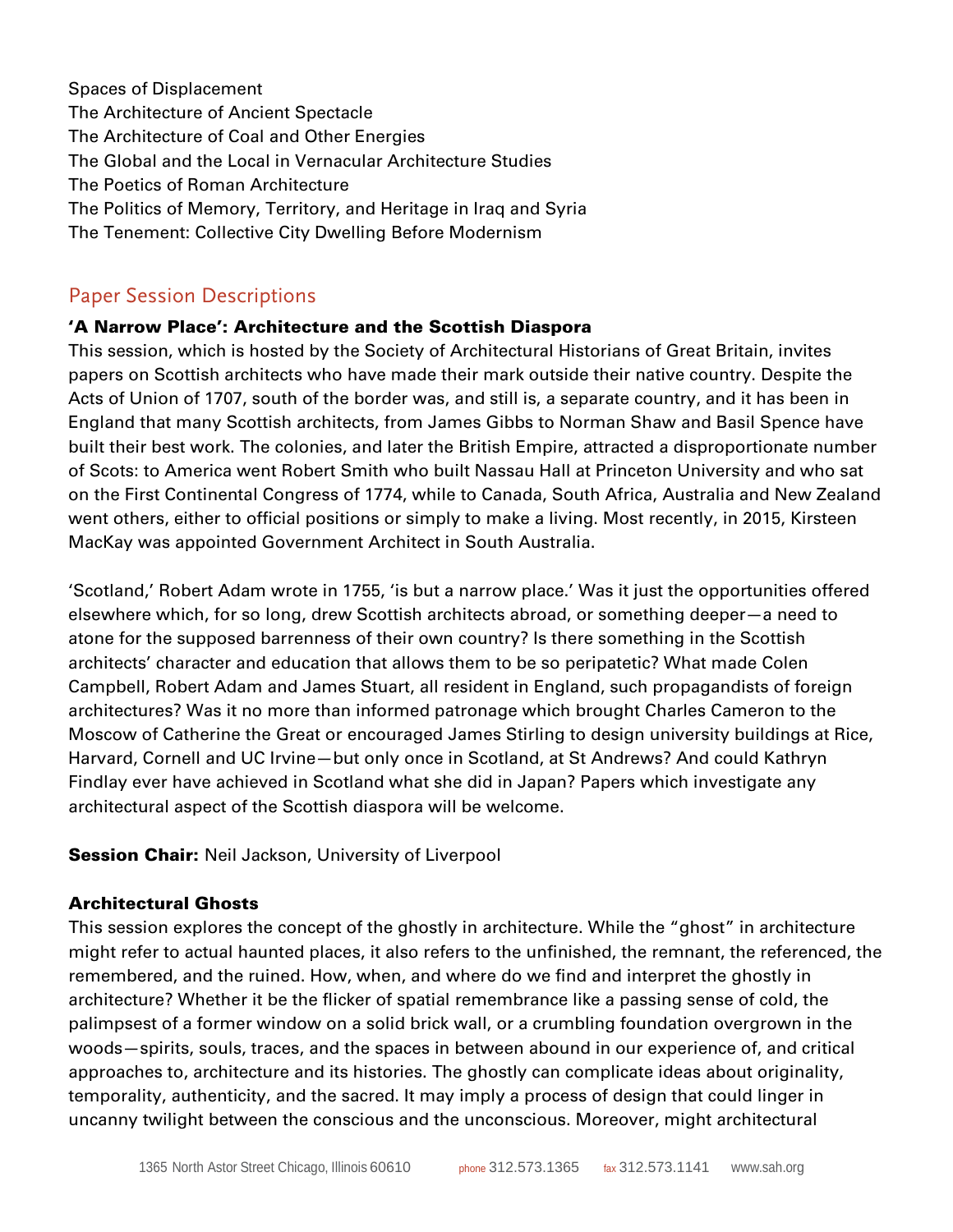Spaces of Displacement
The Architecture of Ancient Spectacle
The Architecture of Coal and Other Energies
The Global and the Local in Vernacular Architecture Studies
The Poetics of Roman Architecture
The Politics of Memory, Territory, and Heritage in Iraq and Syria
The Tenement: Collective City Dwelling Before Modernism

## Paper Session Descriptions

### 'A Narrow Place': Architecture and the Scottish Diaspora

This session, which is hosted by the Society of Architectural Historians of Great Britain, invites papers on Scottish architects who have made their mark outside their native country. Despite the Acts of Union of 1707, south of the border was, and still is, a separate country, and it has been in England that many Scottish architects, from James Gibbs to Norman Shaw and Basil Spence have built their best work. The colonies, and later the British Empire, attracted a disproportionate number of Scots: to America went Robert Smith who built Nassau Hall at Princeton University and who sat on the First Continental Congress of 1774, while to Canada, South Africa, Australia and New Zealand went others, either to official positions or simply to make a living. Most recently, in 2015, Kirsteen MacKay was appointed Government Architect in South Australia.

'Scotland,' Robert Adam wrote in 1755, 'is but a narrow place.' Was it just the opportunities offered elsewhere which, for so long, drew Scottish architects abroad, or something deeper—a need to atone for the supposed barrenness of their own country? Is there something in the Scottish architects' character and education that allows them to be so peripatetic? What made Colen Campbell, Robert Adam and James Stuart, all resident in England, such propagandists of foreign architectures? Was it no more than informed patronage which brought Charles Cameron to the Moscow of Catherine the Great or encouraged James Stirling to design university buildings at Rice, Harvard, Cornell and UC Irvine—but only once in Scotland, at St Andrews? And could Kathryn Findlay ever have achieved in Scotland what she did in Japan? Papers which investigate any architectural aspect of the Scottish diaspora will be welcome.

**Session Chair:** Neil Jackson, University of Liverpool

### Architectural Ghosts

This session explores the concept of the ghostly in architecture. While the "ghost" in architecture might refer to actual haunted places, it also refers to the unfinished, the remnant, the referenced, the remembered, and the ruined. How, when, and where do we find and interpret the ghostly in architecture? Whether it be the flicker of spatial remembrance like a passing sense of cold, the palimpsest of a former window on a solid brick wall, or a crumbling foundation overgrown in the woods—spirits, souls, traces, and the spaces in between abound in our experience of, and critical approaches to, architecture and its histories. The ghostly can complicate ideas about originality, temporality, authenticity, and the sacred. It may imply a process of design that could linger in uncanny twilight between the conscious and the unconscious. Moreover, might architectural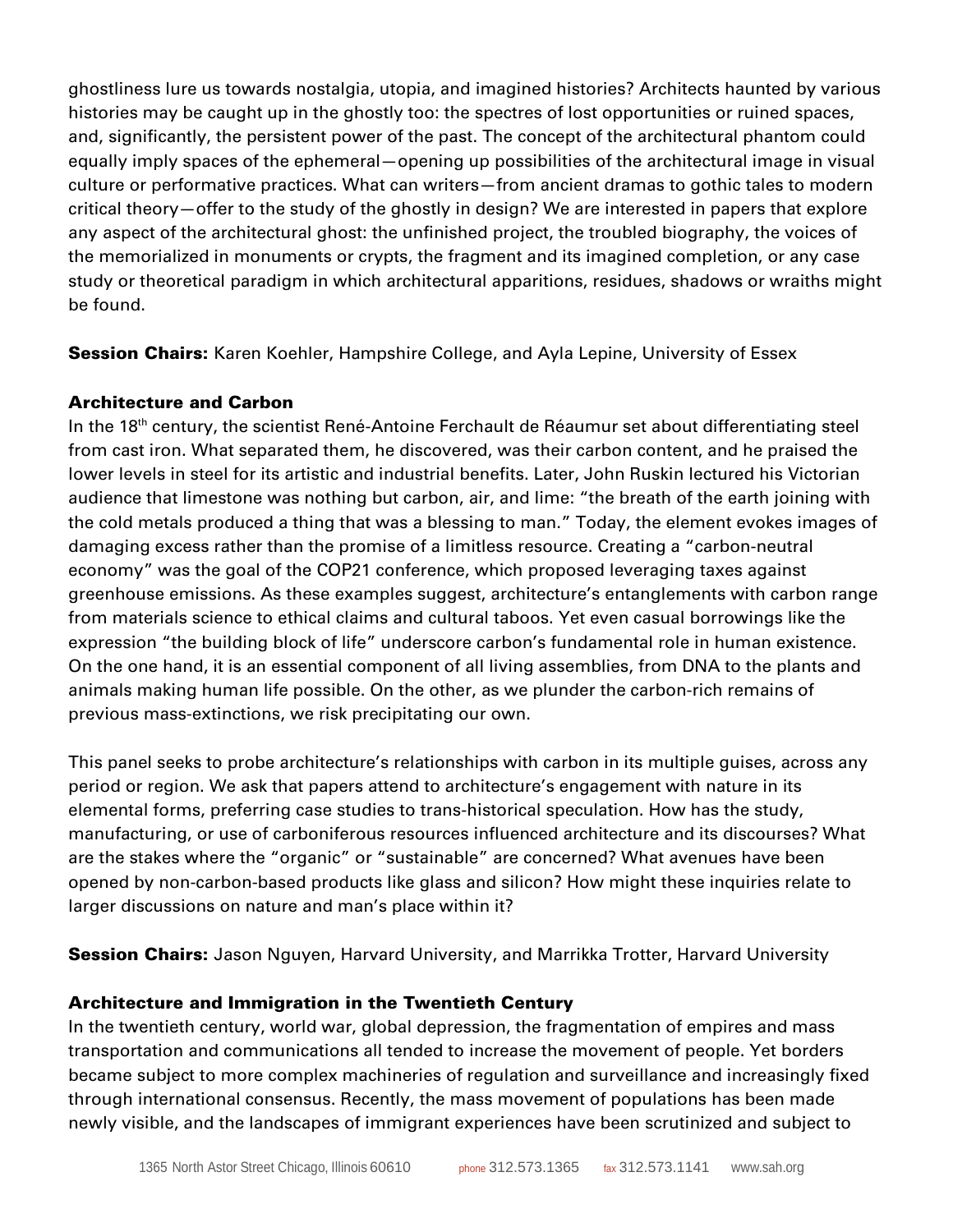ghostliness lure us towards nostalgia, utopia, and imagined histories? Architects haunted by various histories may be caught up in the ghostly too: the spectres of lost opportunities or ruined spaces, and, significantly, the persistent power of the past. The concept of the architectural phantom could equally imply spaces of the ephemeral—opening up possibilities of the architectural image in visual culture or performative practices. What can writers—from ancient dramas to gothic tales to modern critical theory—offer to the study of the ghostly in design? We are interested in papers that explore any aspect of the architectural ghost: the unfinished project, the troubled biography, the voices of the memorialized in monuments or crypts, the fragment and its imagined completion, or any case study or theoretical paradigm in which architectural apparitions, residues, shadows or wraiths might be found.

**Session Chairs:** Karen Koehler, Hampshire College, and Ayla Lepine, University of Essex

### Architecture and Carbon

In the 18th century, the scientist René-Antoine Ferchault de Réaumur set about differentiating steel from cast iron. What separated them, he discovered, was their carbon content, and he praised the lower levels in steel for its artistic and industrial benefits. Later, John Ruskin lectured his Victorian audience that limestone was nothing but carbon, air, and lime: "the breath of the earth joining with the cold metals produced a thing that was a blessing to man." Today, the element evokes images of damaging excess rather than the promise of a limitless resource. Creating a "carbon-neutral economy" was the goal of the COP21 conference, which proposed leveraging taxes against greenhouse emissions. As these examples suggest, architecture's entanglements with carbon range from materials science to ethical claims and cultural taboos. Yet even casual borrowings like the expression "the building block of life" underscore carbon's fundamental role in human existence. On the one hand, it is an essential component of all living assemblies, from DNA to the plants and animals making human life possible. On the other, as we plunder the carbon-rich remains of previous mass-extinctions, we risk precipitating our own.

This panel seeks to probe architecture's relationships with carbon in its multiple guises, across any period or region. We ask that papers attend to architecture's engagement with nature in its elemental forms, preferring case studies to trans-historical speculation. How has the study, manufacturing, or use of carboniferous resources influenced architecture and its discourses? What are the stakes where the "organic" or "sustainable" are concerned? What avenues have been opened by non-carbon-based products like glass and silicon? How might these inquiries relate to larger discussions on nature and man's place within it?

**Session Chairs:** Jason Nguyen, Harvard University, and Marrikka Trotter, Harvard University

### Architecture and Immigration in the Twentieth Century

In the twentieth century, world war, global depression, the fragmentation of empires and mass transportation and communications all tended to increase the movement of people. Yet borders became subject to more complex machineries of regulation and surveillance and increasingly fixed through international consensus. Recently, the mass movement of populations has been made newly visible, and the landscapes of immigrant experiences have been scrutinized and subject to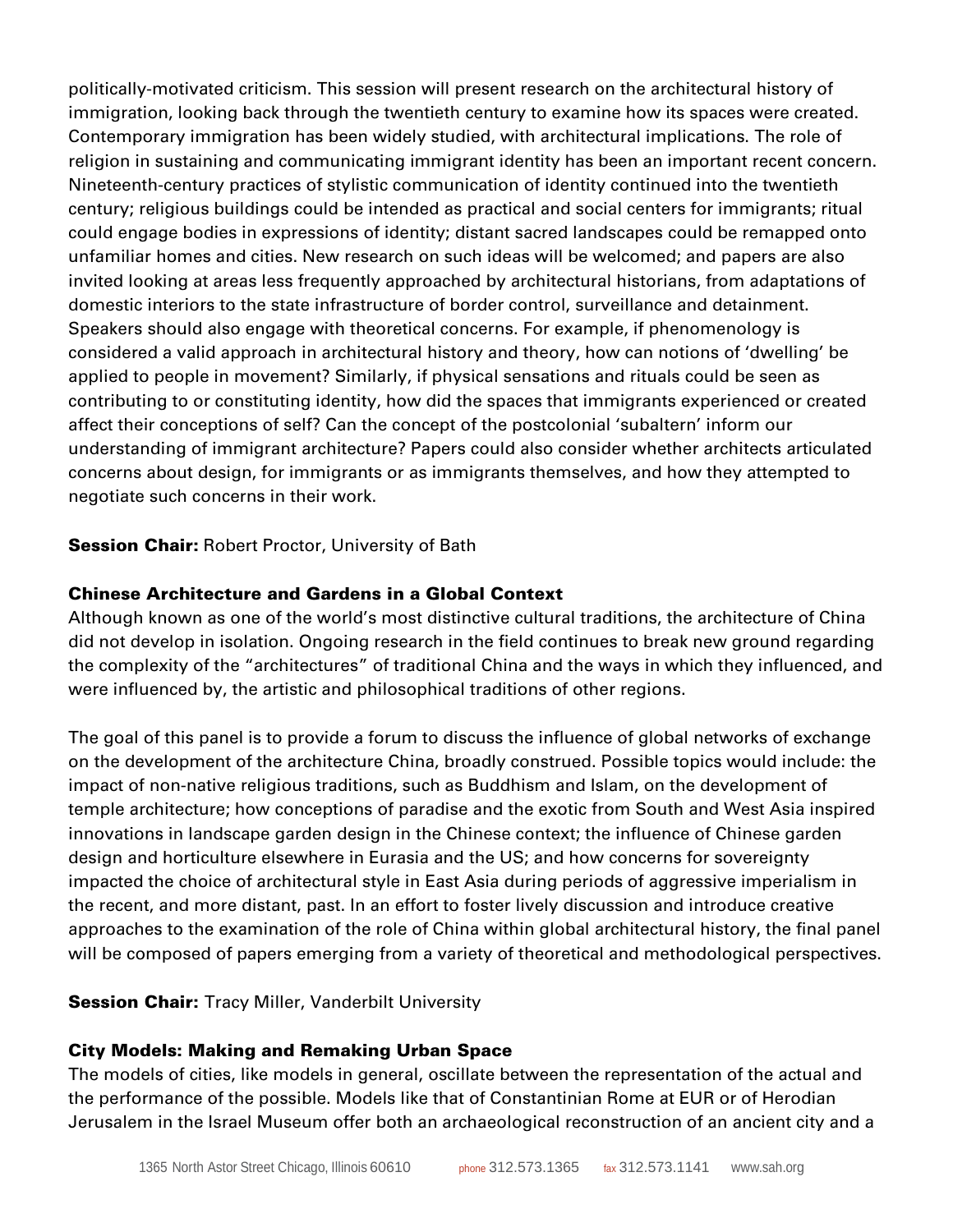politically-motivated criticism. This session will present research on the architectural history of immigration, looking back through the twentieth century to examine how its spaces were created. Contemporary immigration has been widely studied, with architectural implications. The role of religion in sustaining and communicating immigrant identity has been an important recent concern. Nineteenth-century practices of stylistic communication of identity continued into the twentieth century; religious buildings could be intended as practical and social centers for immigrants; ritual could engage bodies in expressions of identity; distant sacred landscapes could be remapped onto unfamiliar homes and cities. New research on such ideas will be welcomed; and papers are also invited looking at areas less frequently approached by architectural historians, from adaptations of domestic interiors to the state infrastructure of border control, surveillance and detainment. Speakers should also engage with theoretical concerns. For example, if phenomenology is considered a valid approach in architectural history and theory, how can notions of 'dwelling' be applied to people in movement? Similarly, if physical sensations and rituals could be seen as contributing to or constituting identity, how did the spaces that immigrants experienced or created affect their conceptions of self? Can the concept of the postcolonial 'subaltern' inform our understanding of immigrant architecture? Papers could also consider whether architects articulated concerns about design, for immigrants or as immigrants themselves, and how they attempted to negotiate such concerns in their work.

**Session Chair:** Robert Proctor, University of Bath

### Chinese Architecture and Gardens in a Global Context

Although known as one of the world's most distinctive cultural traditions, the architecture of China did not develop in isolation. Ongoing research in the field continues to break new ground regarding the complexity of the "architectures" of traditional China and the ways in which they influenced, and were influenced by, the artistic and philosophical traditions of other regions.

The goal of this panel is to provide a forum to discuss the influence of global networks of exchange on the development of the architecture China, broadly construed. Possible topics would include: the impact of non-native religious traditions, such as Buddhism and Islam, on the development of temple architecture; how conceptions of paradise and the exotic from South and West Asia inspired innovations in landscape garden design in the Chinese context; the influence of Chinese garden design and horticulture elsewhere in Eurasia and the US; and how concerns for sovereignty impacted the choice of architectural style in East Asia during periods of aggressive imperialism in the recent, and more distant, past. In an effort to foster lively discussion and introduce creative approaches to the examination of the role of China within global architectural history, the final panel will be composed of papers emerging from a variety of theoretical and methodological perspectives.

**Session Chair:** Tracy Miller, Vanderbilt University

### City Models: Making and Remaking Urban Space

The models of cities, like models in general, oscillate between the representation of the actual and the performance of the possible. Models like that of Constantinian Rome at EUR or of Herodian Jerusalem in the Israel Museum offer both an archaeological reconstruction of an ancient city and a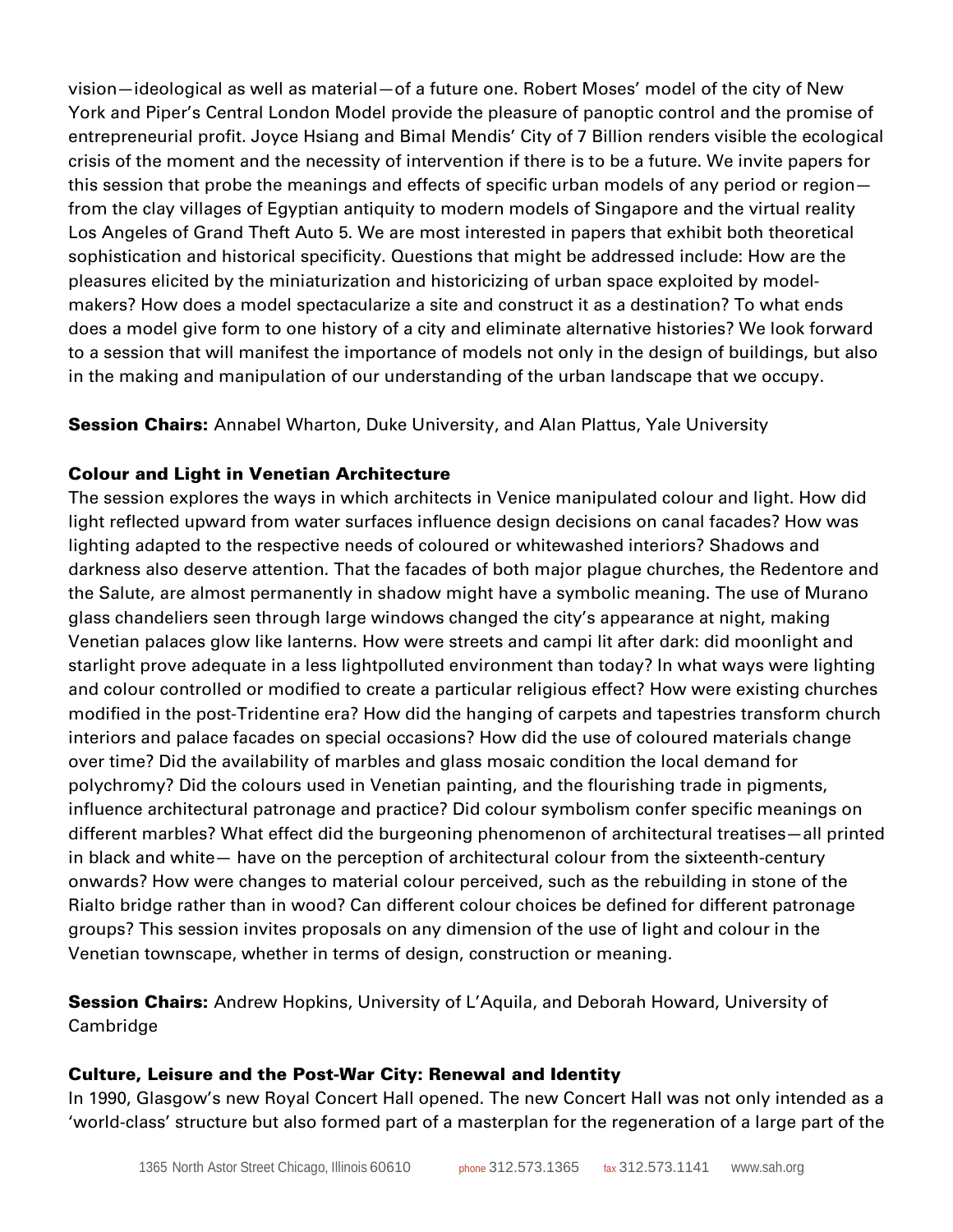vision—ideological as well as material—of a future one. Robert Moses' model of the city of New York and Piper's Central London Model provide the pleasure of panoptic control and the promise of entrepreneurial profit. Joyce Hsiang and Bimal Mendis' City of 7 Billion renders visible the ecological crisis of the moment and the necessity of intervention if there is to be a future. We invite papers for this session that probe the meanings and effects of specific urban models of any period or region—from the clay villages of Egyptian antiquity to modern models of Singapore and the virtual reality Los Angeles of Grand Theft Auto 5. We are most interested in papers that exhibit both theoretical sophistication and historical specificity. Questions that might be addressed include: How are the pleasures elicited by the miniaturization and historicizing of urban space exploited by model-makers? How does a model spectacularize a site and construct it as a destination? To what ends does a model give form to one history of a city and eliminate alternative histories? We look forward to a session that will manifest the importance of models not only in the design of buildings, but also in the making and manipulation of our understanding of the urban landscape that we occupy.

**Session Chairs:** Annabel Wharton, Duke University, and Alan Plattus, Yale University

### Colour and Light in Venetian Architecture

The session explores the ways in which architects in Venice manipulated colour and light. How did light reflected upward from water surfaces influence design decisions on canal facades? How was lighting adapted to the respective needs of coloured or whitewashed interiors? Shadows and darkness also deserve attention. That the facades of both major plague churches, the Redentore and the Salute, are almost permanently in shadow might have a symbolic meaning. The use of Murano glass chandeliers seen through large windows changed the city's appearance at night, making Venetian palaces glow like lanterns. How were streets and campi lit after dark: did moonlight and starlight prove adequate in a less lightpolluted environment than today? In what ways were lighting and colour controlled or modified to create a particular religious effect? How were existing churches modified in the post-Tridentine era? How did the hanging of carpets and tapestries transform church interiors and palace facades on special occasions? How did the use of coloured materials change over time? Did the availability of marbles and glass mosaic condition the local demand for polychromy? Did the colours used in Venetian painting, and the flourishing trade in pigments, influence architectural patronage and practice? Did colour symbolism confer specific meanings on different marbles? What effect did the burgeoning phenomenon of architectural treatises—all printed in black and white— have on the perception of architectural colour from the sixteenth-century onwards? How were changes to material colour perceived, such as the rebuilding in stone of the Rialto bridge rather than in wood? Can different colour choices be defined for different patronage groups? This session invites proposals on any dimension of the use of light and colour in the Venetian townscape, whether in terms of design, construction or meaning.

**Session Chairs:** Andrew Hopkins, University of L'Aquila, and Deborah Howard, University of Cambridge

### Culture, Leisure and the Post-War City: Renewal and Identity

In 1990, Glasgow's new Royal Concert Hall opened. The new Concert Hall was not only intended as a 'world-class' structure but also formed part of a masterplan for the regeneration of a large part of the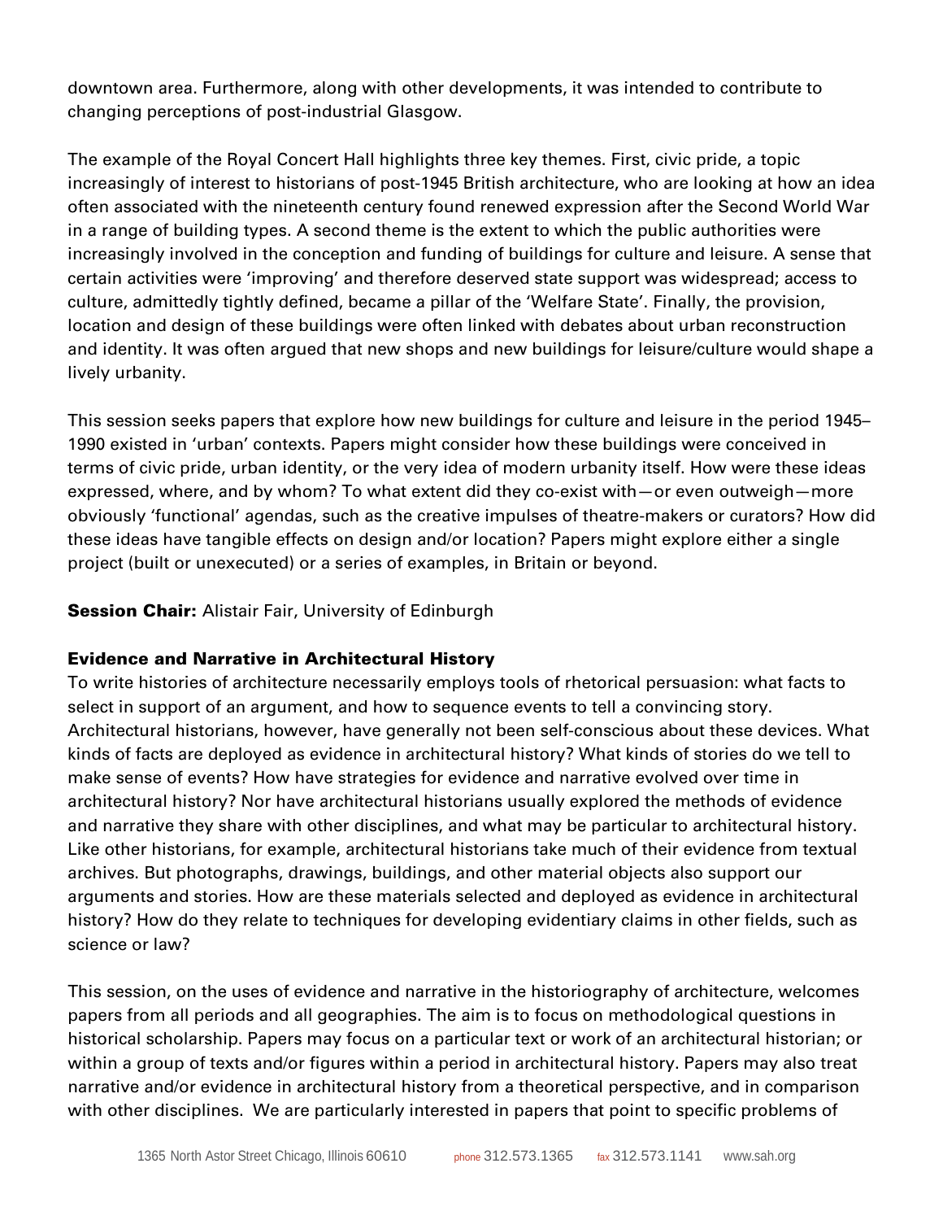downtown area. Furthermore, along with other developments, it was intended to contribute to changing perceptions of post-industrial Glasgow.

The example of the Royal Concert Hall highlights three key themes. First, civic pride, a topic increasingly of interest to historians of post-1945 British architecture, who are looking at how an idea often associated with the nineteenth century found renewed expression after the Second World War in a range of building types. A second theme is the extent to which the public authorities were increasingly involved in the conception and funding of buildings for culture and leisure. A sense that certain activities were 'improving' and therefore deserved state support was widespread; access to culture, admittedly tightly defined, became a pillar of the 'Welfare State'. Finally, the provision, location and design of these buildings were often linked with debates about urban reconstruction and identity. It was often argued that new shops and new buildings for leisure/culture would shape a lively urbanity.

This session seeks papers that explore how new buildings for culture and leisure in the period 1945–1990 existed in 'urban' contexts. Papers might consider how these buildings were conceived in terms of civic pride, urban identity, or the very idea of modern urbanity itself. How were these ideas expressed, where, and by whom? To what extent did they co-exist with—or even outweigh—more obviously 'functional' agendas, such as the creative impulses of theatre-makers or curators? How did these ideas have tangible effects on design and/or location? Papers might explore either a single project (built or unexecuted) or a series of examples, in Britain or beyond.

**Session Chair:** Alistair Fair, University of Edinburgh

### Evidence and Narrative in Architectural History

To write histories of architecture necessarily employs tools of rhetorical persuasion: what facts to select in support of an argument, and how to sequence events to tell a convincing story. Architectural historians, however, have generally not been self-conscious about these devices. What kinds of facts are deployed as evidence in architectural history? What kinds of stories do we tell to make sense of events? How have strategies for evidence and narrative evolved over time in architectural history? Nor have architectural historians usually explored the methods of evidence and narrative they share with other disciplines, and what may be particular to architectural history. Like other historians, for example, architectural historians take much of their evidence from textual archives. But photographs, drawings, buildings, and other material objects also support our arguments and stories. How are these materials selected and deployed as evidence in architectural history? How do they relate to techniques for developing evidentiary claims in other fields, such as science or law?

This session, on the uses of evidence and narrative in the historiography of architecture, welcomes papers from all periods and all geographies. The aim is to focus on methodological questions in historical scholarship. Papers may focus on a particular text or work of an architectural historian; or within a group of texts and/or figures within a period in architectural history. Papers may also treat narrative and/or evidence in architectural history from a theoretical perspective, and in comparison with other disciplines. We are particularly interested in papers that point to specific problems of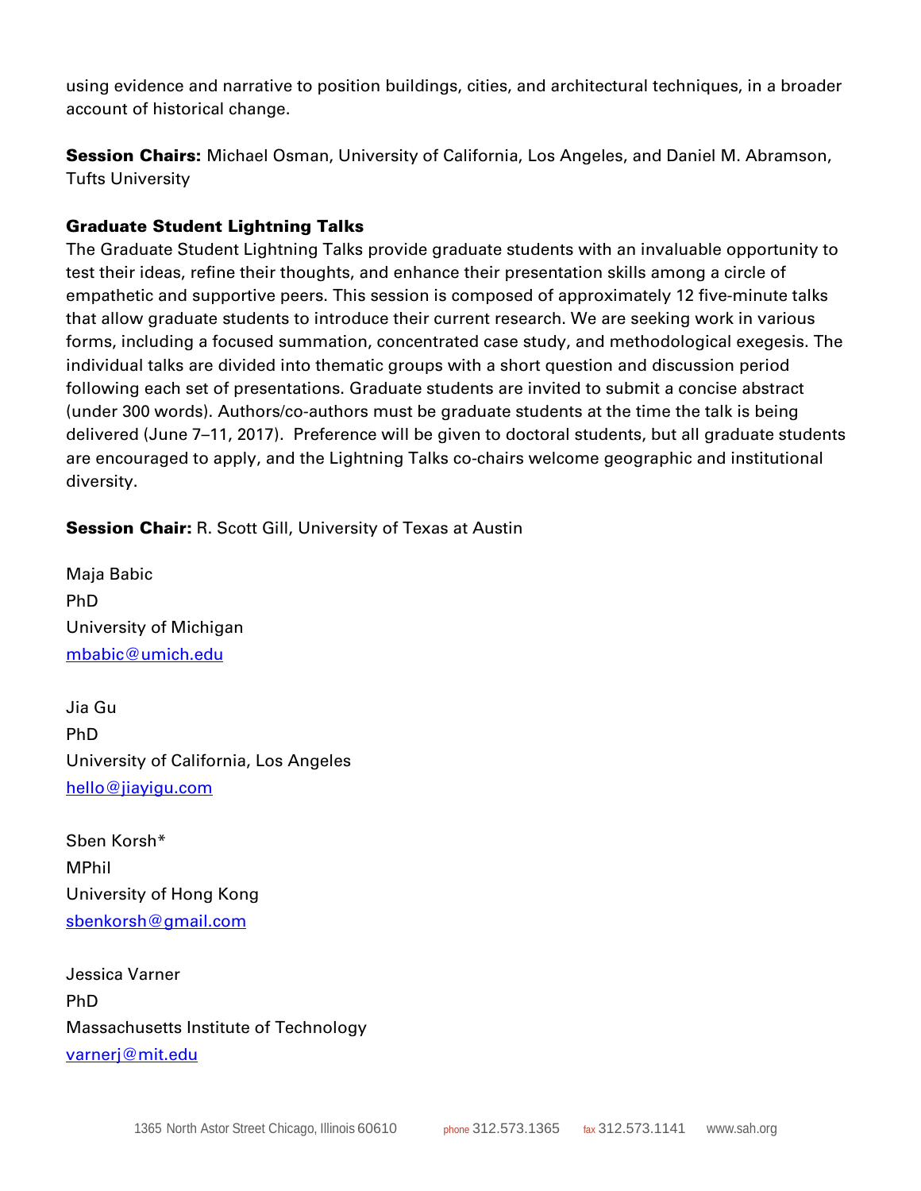using evidence and narrative to position buildings, cities, and architectural techniques, in a broader account of historical change.

**Session Chairs:** Michael Osman, University of California, Los Angeles, and Daniel M. Abramson, Tufts University

**Graduate Student Lightning Talks**

The Graduate Student Lightning Talks provide graduate students with an invaluable opportunity to test their ideas, refine their thoughts, and enhance their presentation skills among a circle of empathetic and supportive peers. This session is composed of approximately 12 five-minute talks that allow graduate students to introduce their current research. We are seeking work in various forms, including a focused summation, concentrated case study, and methodological exegesis. The individual talks are divided into thematic groups with a short question and discussion period following each set of presentations. Graduate students are invited to submit a concise abstract (under 300 words). Authors/co-authors must be graduate students at the time the talk is being delivered (June 7–11, 2017). Preference will be given to doctoral students, but all graduate students are encouraged to apply, and the Lightning Talks co-chairs welcome geographic and institutional diversity.

**Session Chair:** R. Scott Gill, University of Texas at Austin

Maja Babic
PhD
University of Michigan
mbabic@umich.edu

Jia Gu
PhD
University of California, Los Angeles
hello@jiayigu.com

Sben Korsh*
MPhil
University of Hong Kong
sbenkorsh@gmail.com

Jessica Varner
PhD
Massachusetts Institute of Technology
varnerj@mit.edu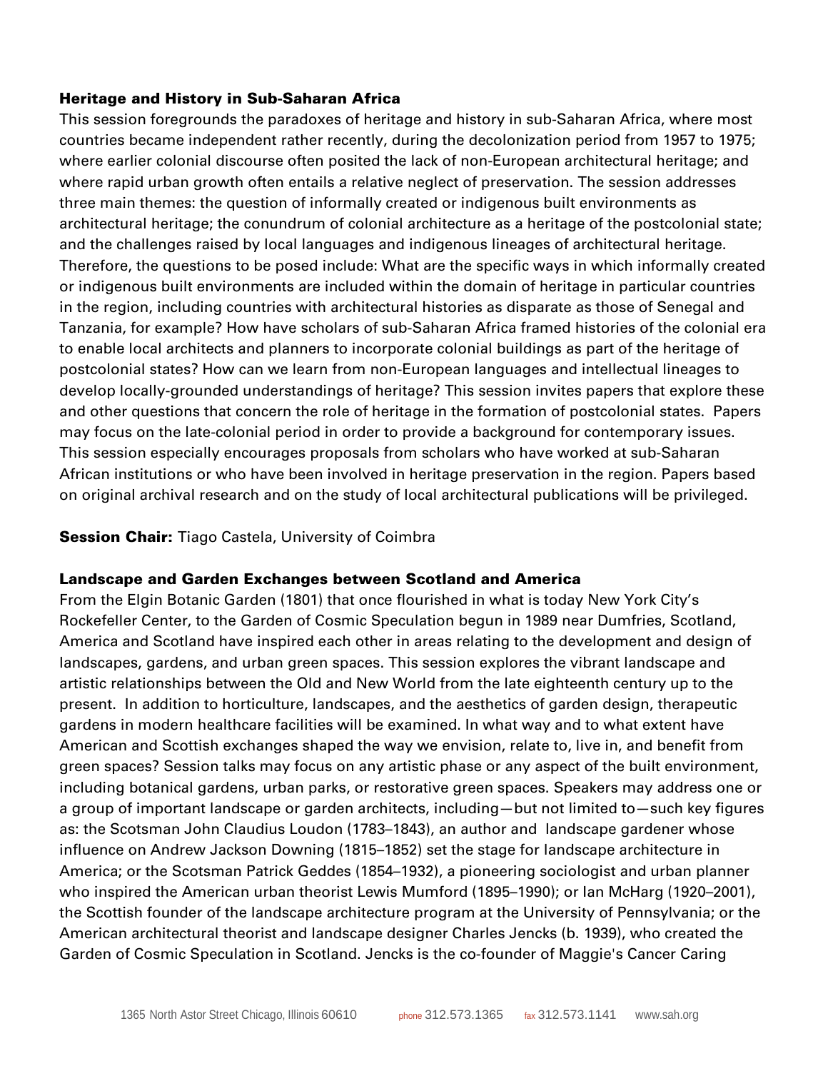### Heritage and History in Sub-Saharan Africa

This session foregrounds the paradoxes of heritage and history in sub-Saharan Africa, where most countries became independent rather recently, during the decolonization period from 1957 to 1975; where earlier colonial discourse often posited the lack of non-European architectural heritage; and where rapid urban growth often entails a relative neglect of preservation. The session addresses three main themes: the question of informally created or indigenous built environments as architectural heritage; the conundrum of colonial architecture as a heritage of the postcolonial state; and the challenges raised by local languages and indigenous lineages of architectural heritage. Therefore, the questions to be posed include: What are the specific ways in which informally created or indigenous built environments are included within the domain of heritage in particular countries in the region, including countries with architectural histories as disparate as those of Senegal and Tanzania, for example? How have scholars of sub-Saharan Africa framed histories of the colonial era to enable local architects and planners to incorporate colonial buildings as part of the heritage of postcolonial states? How can we learn from non-European languages and intellectual lineages to develop locally-grounded understandings of heritage? This session invites papers that explore these and other questions that concern the role of heritage in the formation of postcolonial states. Papers may focus on the late-colonial period in order to provide a background for contemporary issues. This session especially encourages proposals from scholars who have worked at sub-Saharan African institutions or who have been involved in heritage preservation in the region. Papers based on original archival research and on the study of local architectural publications will be privileged.

**Session Chair:** Tiago Castela, University of Coimbra

### Landscape and Garden Exchanges between Scotland and America

From the Elgin Botanic Garden (1801) that once flourished in what is today New York City's Rockefeller Center, to the Garden of Cosmic Speculation begun in 1989 near Dumfries, Scotland, America and Scotland have inspired each other in areas relating to the development and design of landscapes, gardens, and urban green spaces. This session explores the vibrant landscape and artistic relationships between the Old and New World from the late eighteenth century up to the present. In addition to horticulture, landscapes, and the aesthetics of garden design, therapeutic gardens in modern healthcare facilities will be examined. In what way and to what extent have American and Scottish exchanges shaped the way we envision, relate to, live in, and benefit from green spaces? Session talks may focus on any artistic phase or any aspect of the built environment, including botanical gardens, urban parks, or restorative green spaces. Speakers may address one or a group of important landscape or garden architects, including—but not limited to—such key figures as: the Scotsman John Claudius Loudon (1783–1843), an author and landscape gardener whose influence on Andrew Jackson Downing (1815–1852) set the stage for landscape architecture in America; or the Scotsman Patrick Geddes (1854–1932), a pioneering sociologist and urban planner who inspired the American urban theorist Lewis Mumford (1895–1990); or Ian McHarg (1920–2001), the Scottish founder of the landscape architecture program at the University of Pennsylvania; or the American architectural theorist and landscape designer Charles Jencks (b. 1939), who created the Garden of Cosmic Speculation in Scotland. Jencks is the co-founder of Maggie's Cancer Caring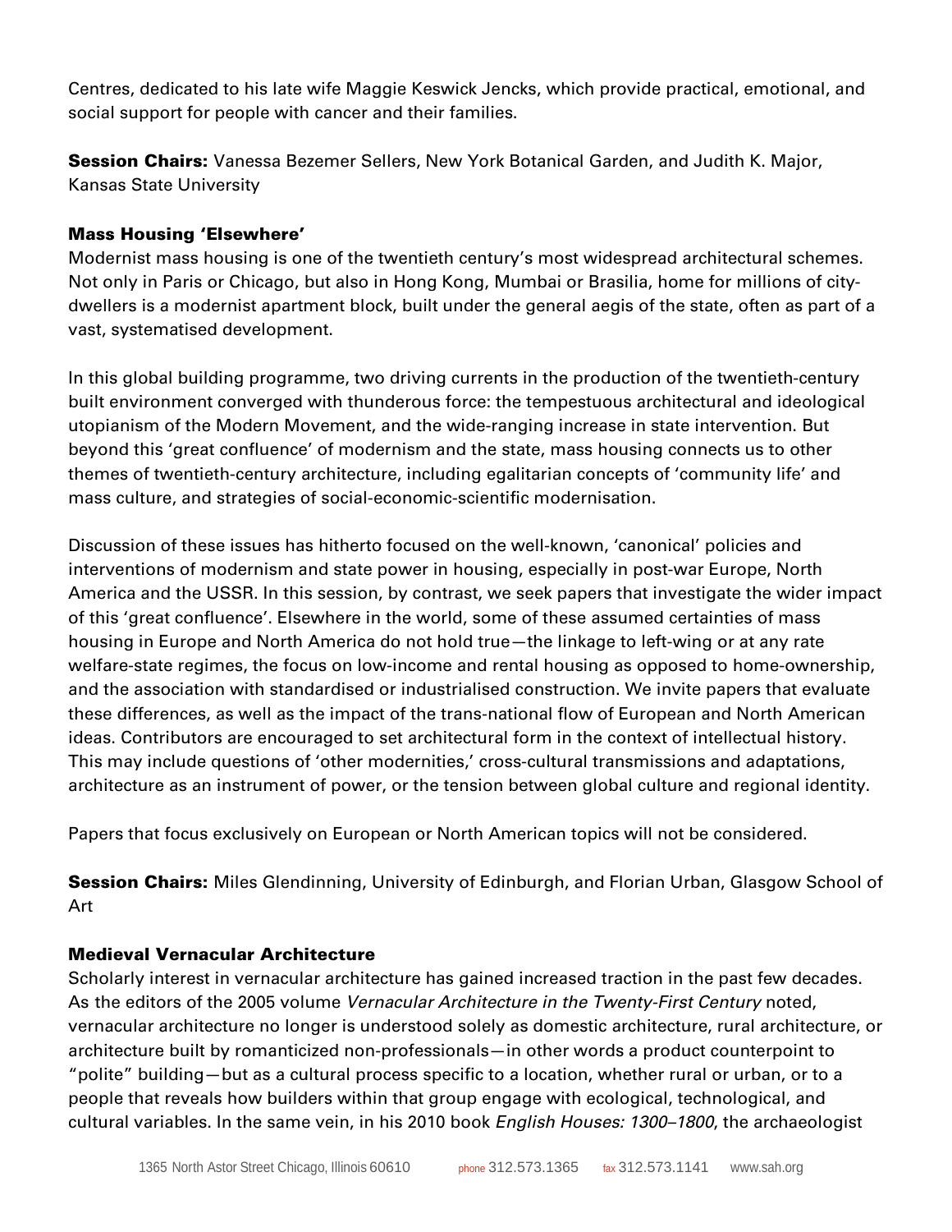Centres, dedicated to his late wife Maggie Keswick Jencks, which provide practical, emotional, and social support for people with cancer and their families.

**Session Chairs:** Vanessa Bezemer Sellers, New York Botanical Garden, and Judith K. Major, Kansas State University

### Mass Housing 'Elsewhere'

Modernist mass housing is one of the twentieth century's most widespread architectural schemes. Not only in Paris or Chicago, but also in Hong Kong, Mumbai or Brasilia, home for millions of city-dwellers is a modernist apartment block, built under the general aegis of the state, often as part of a vast, systematised development.

In this global building programme, two driving currents in the production of the twentieth-century built environment converged with thunderous force: the tempestuous architectural and ideological utopianism of the Modern Movement, and the wide-ranging increase in state intervention. But beyond this 'great confluence' of modernism and the state, mass housing connects us to other themes of twentieth-century architecture, including egalitarian concepts of 'community life' and mass culture, and strategies of social-economic-scientific modernisation.

Discussion of these issues has hitherto focused on the well-known, 'canonical' policies and interventions of modernism and state power in housing, especially in post-war Europe, North America and the USSR. In this session, by contrast, we seek papers that investigate the wider impact of this 'great confluence'. Elsewhere in the world, some of these assumed certainties of mass housing in Europe and North America do not hold true—the linkage to left-wing or at any rate welfare-state regimes, the focus on low-income and rental housing as opposed to home-ownership, and the association with standardised or industrialised construction. We invite papers that evaluate these differences, as well as the impact of the trans-national flow of European and North American ideas. Contributors are encouraged to set architectural form in the context of intellectual history. This may include questions of 'other modernities,' cross-cultural transmissions and adaptations, architecture as an instrument of power, or the tension between global culture and regional identity.

Papers that focus exclusively on European or North American topics will not be considered.

**Session Chairs:** Miles Glendinning, University of Edinburgh, and Florian Urban, Glasgow School of Art

### Medieval Vernacular Architecture

Scholarly interest in vernacular architecture has gained increased traction in the past few decades. As the editors of the 2005 volume *Vernacular Architecture in the Twenty-First Century* noted, vernacular architecture no longer is understood solely as domestic architecture, rural architecture, or architecture built by romanticized non-professionals—in other words a product counterpoint to "polite" building—but as a cultural process specific to a location, whether rural or urban, or to a people that reveals how builders within that group engage with ecological, technological, and cultural variables. In the same vein, in his 2010 book *English Houses: 1300–1800*, the archaeologist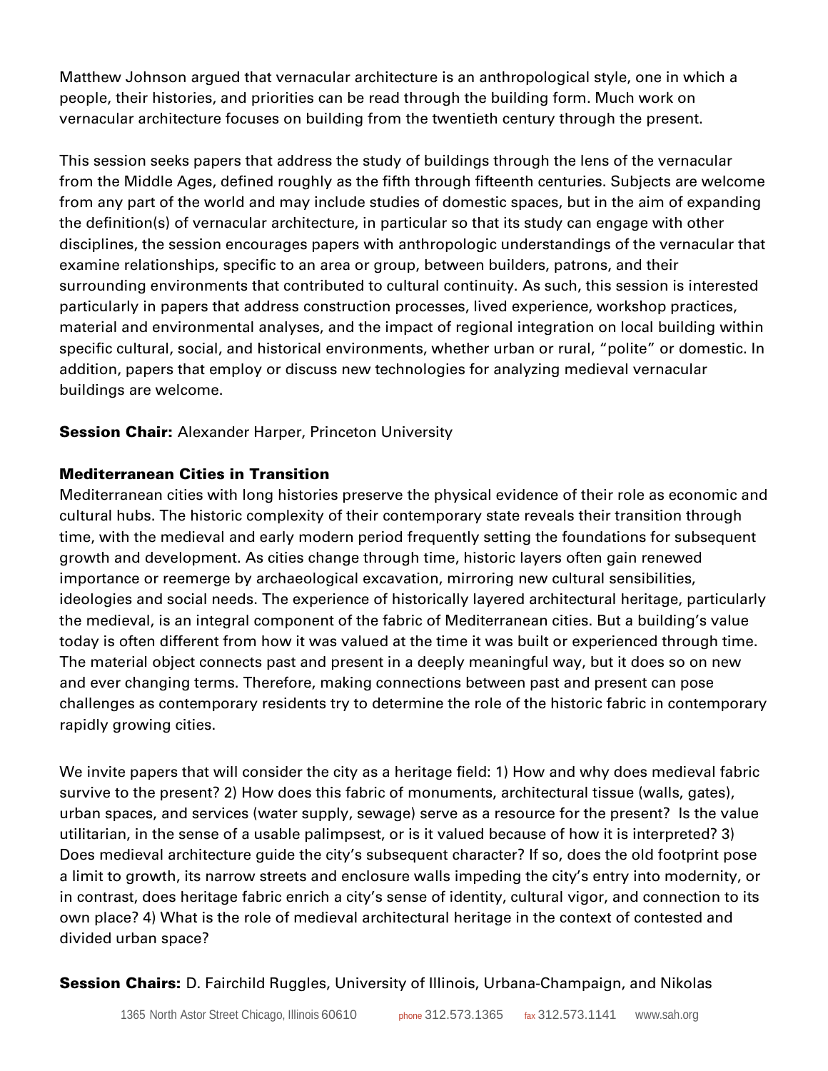Matthew Johnson argued that vernacular architecture is an anthropological style, one in which a people, their histories, and priorities can be read through the building form. Much work on vernacular architecture focuses on building from the twentieth century through the present.

This session seeks papers that address the study of buildings through the lens of the vernacular from the Middle Ages, defined roughly as the fifth through fifteenth centuries. Subjects are welcome from any part of the world and may include studies of domestic spaces, but in the aim of expanding the definition(s) of vernacular architecture, in particular so that its study can engage with other disciplines, the session encourages papers with anthropologic understandings of the vernacular that examine relationships, specific to an area or group, between builders, patrons, and their surrounding environments that contributed to cultural continuity. As such, this session is interested particularly in papers that address construction processes, lived experience, workshop practices, material and environmental analyses, and the impact of regional integration on local building within specific cultural, social, and historical environments, whether urban or rural, "polite" or domestic. In addition, papers that employ or discuss new technologies for analyzing medieval vernacular buildings are welcome.

**Session Chair:** Alexander Harper, Princeton University

**Mediterranean Cities in Transition**

Mediterranean cities with long histories preserve the physical evidence of their role as economic and cultural hubs. The historic complexity of their contemporary state reveals their transition through time, with the medieval and early modern period frequently setting the foundations for subsequent growth and development. As cities change through time, historic layers often gain renewed importance or reemerge by archaeological excavation, mirroring new cultural sensibilities, ideologies and social needs. The experience of historically layered architectural heritage, particularly the medieval, is an integral component of the fabric of Mediterranean cities. But a building's value today is often different from how it was valued at the time it was built or experienced through time. The material object connects past and present in a deeply meaningful way, but it does so on new and ever changing terms. Therefore, making connections between past and present can pose challenges as contemporary residents try to determine the role of the historic fabric in contemporary rapidly growing cities.

We invite papers that will consider the city as a heritage field: 1) How and why does medieval fabric survive to the present? 2) How does this fabric of monuments, architectural tissue (walls, gates), urban spaces, and services (water supply, sewage) serve as a resource for the present? Is the value utilitarian, in the sense of a usable palimpsest, or is it valued because of how it is interpreted? 3) Does medieval architecture guide the city's subsequent character? If so, does the old footprint pose a limit to growth, its narrow streets and enclosure walls impeding the city's entry into modernity, or in contrast, does heritage fabric enrich a city's sense of identity, cultural vigor, and connection to its own place? 4) What is the role of medieval architectural heritage in the context of contested and divided urban space?

**Session Chairs:** D. Fairchild Ruggles, University of Illinois, Urbana-Champaign, and Nikolas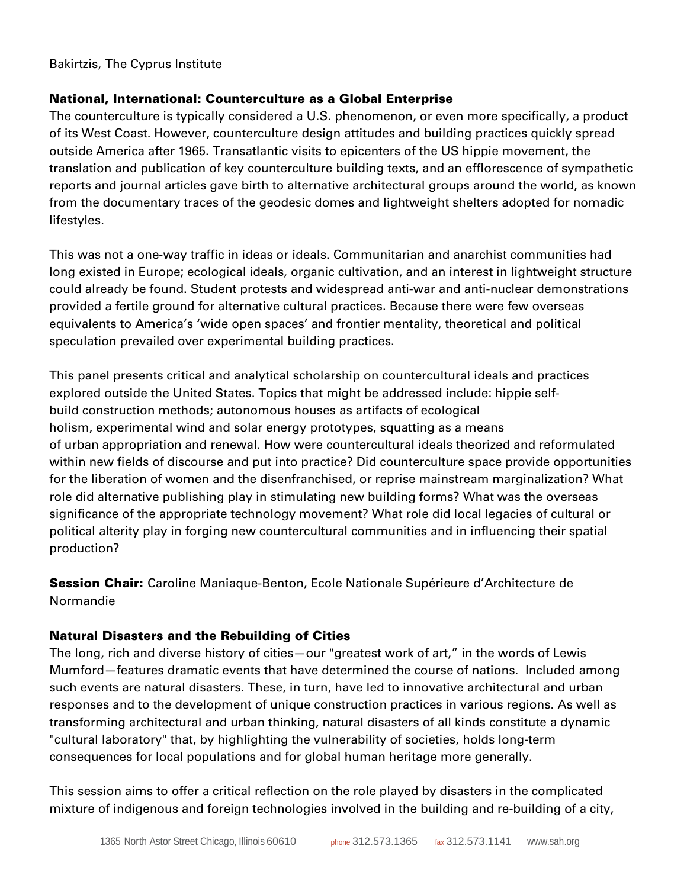Bakirtzis, The Cyprus Institute

### National, International: Counterculture as a Global Enterprise

The counterculture is typically considered a U.S. phenomenon, or even more specifically, a product of its West Coast. However, counterculture design attitudes and building practices quickly spread outside America after 1965. Transatlantic visits to epicenters of the US hippie movement, the translation and publication of key counterculture building texts, and an efflorescence of sympathetic reports and journal articles gave birth to alternative architectural groups around the world, as known from the documentary traces of the geodesic domes and lightweight shelters adopted for nomadic lifestyles.

This was not a one-way traffic in ideas or ideals. Communitarian and anarchist communities had long existed in Europe; ecological ideals, organic cultivation, and an interest in lightweight structure could already be found. Student protests and widespread anti-war and anti-nuclear demonstrations provided a fertile ground for alternative cultural practices. Because there were few overseas equivalents to America's 'wide open spaces' and frontier mentality, theoretical and political speculation prevailed over experimental building practices.

This panel presents critical and analytical scholarship on countercultural ideals and practices explored outside the United States. Topics that might be addressed include: hippie self-build construction methods; autonomous houses as artifacts of ecological holism, experimental wind and solar energy prototypes, squatting as a means of urban appropriation and renewal. How were countercultural ideals theorized and reformulated within new fields of discourse and put into practice? Did counterculture space provide opportunities for the liberation of women and the disenfranchised, or reprise mainstream marginalization? What role did alternative publishing play in stimulating new building forms? What was the overseas significance of the appropriate technology movement? What role did local legacies of cultural or political alterity play in forging new countercultural communities and in influencing their spatial production?

**Session Chair:** Caroline Maniaque-Benton, Ecole Nationale Supérieure d'Architecture de Normandie

### Natural Disasters and the Rebuilding of Cities

The long, rich and diverse history of cities—our "greatest work of art," in the words of Lewis Mumford—features dramatic events that have determined the course of nations. Included among such events are natural disasters. These, in turn, have led to innovative architectural and urban responses and to the development of unique construction practices in various regions. As well as transforming architectural and urban thinking, natural disasters of all kinds constitute a dynamic "cultural laboratory" that, by highlighting the vulnerability of societies, holds long-term consequences for local populations and for global human heritage more generally.

This session aims to offer a critical reflection on the role played by disasters in the complicated mixture of indigenous and foreign technologies involved in the building and re-building of a city,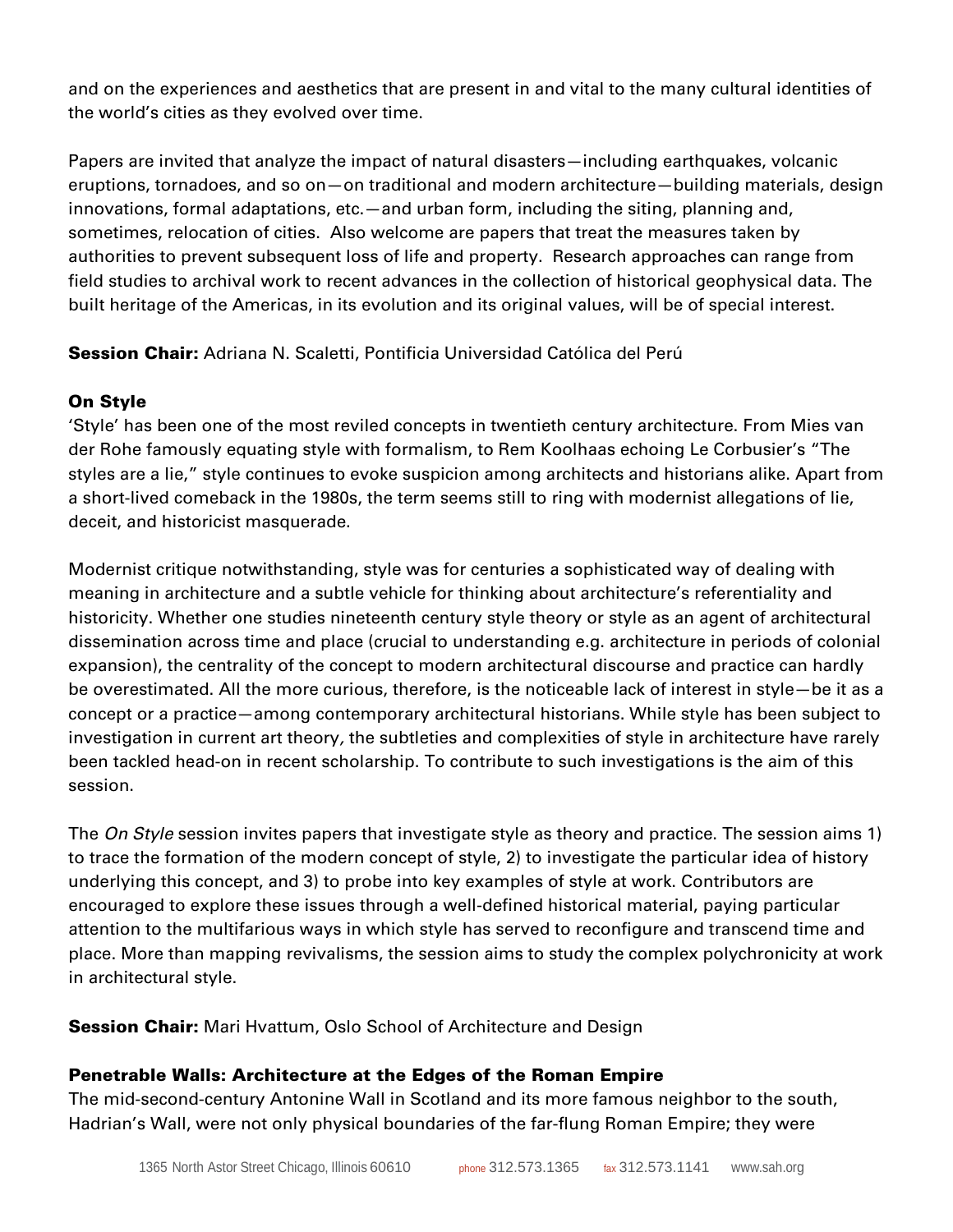and on the experiences and aesthetics that are present in and vital to the many cultural identities of the world's cities as they evolved over time.

Papers are invited that analyze the impact of natural disasters—including earthquakes, volcanic eruptions, tornadoes, and so on—on traditional and modern architecture—building materials, design innovations, formal adaptations, etc.—and urban form, including the siting, planning and, sometimes, relocation of cities. Also welcome are papers that treat the measures taken by authorities to prevent subsequent loss of life and property. Research approaches can range from field studies to archival work to recent advances in the collection of historical geophysical data. The built heritage of the Americas, in its evolution and its original values, will be of special interest.

**Session Chair:** Adriana N. Scaletti, Pontificia Universidad Católica del Perú

### On Style

'Style' has been one of the most reviled concepts in twentieth century architecture. From Mies van der Rohe famously equating style with formalism, to Rem Koolhaas echoing Le Corbusier's "The styles are a lie," style continues to evoke suspicion among architects and historians alike. Apart from a short-lived comeback in the 1980s, the term seems still to ring with modernist allegations of lie, deceit, and historicist masquerade.

Modernist critique notwithstanding, style was for centuries a sophisticated way of dealing with meaning in architecture and a subtle vehicle for thinking about architecture's referentiality and historicity. Whether one studies nineteenth century style theory or style as an agent of architectural dissemination across time and place (crucial to understanding e.g. architecture in periods of colonial expansion), the centrality of the concept to modern architectural discourse and practice can hardly be overestimated. All the more curious, therefore, is the noticeable lack of interest in style—be it as a concept or a practice—among contemporary architectural historians. While style has been subject to investigation in current art theory, the subtleties and complexities of style in architecture have rarely been tackled head-on in recent scholarship. To contribute to such investigations is the aim of this session.

The *On Style* session invites papers that investigate style as theory and practice. The session aims 1) to trace the formation of the modern concept of style, 2) to investigate the particular idea of history underlying this concept, and 3) to probe into key examples of style at work. Contributors are encouraged to explore these issues through a well-defined historical material, paying particular attention to the multifarious ways in which style has served to reconfigure and transcend time and place. More than mapping revivalisms, the session aims to study the complex polychronicity at work in architectural style.

**Session Chair:** Mari Hvattum, Oslo School of Architecture and Design

### Penetrable Walls: Architecture at the Edges of the Roman Empire

The mid-second-century Antonine Wall in Scotland and its more famous neighbor to the south, Hadrian's Wall, were not only physical boundaries of the far-flung Roman Empire; they were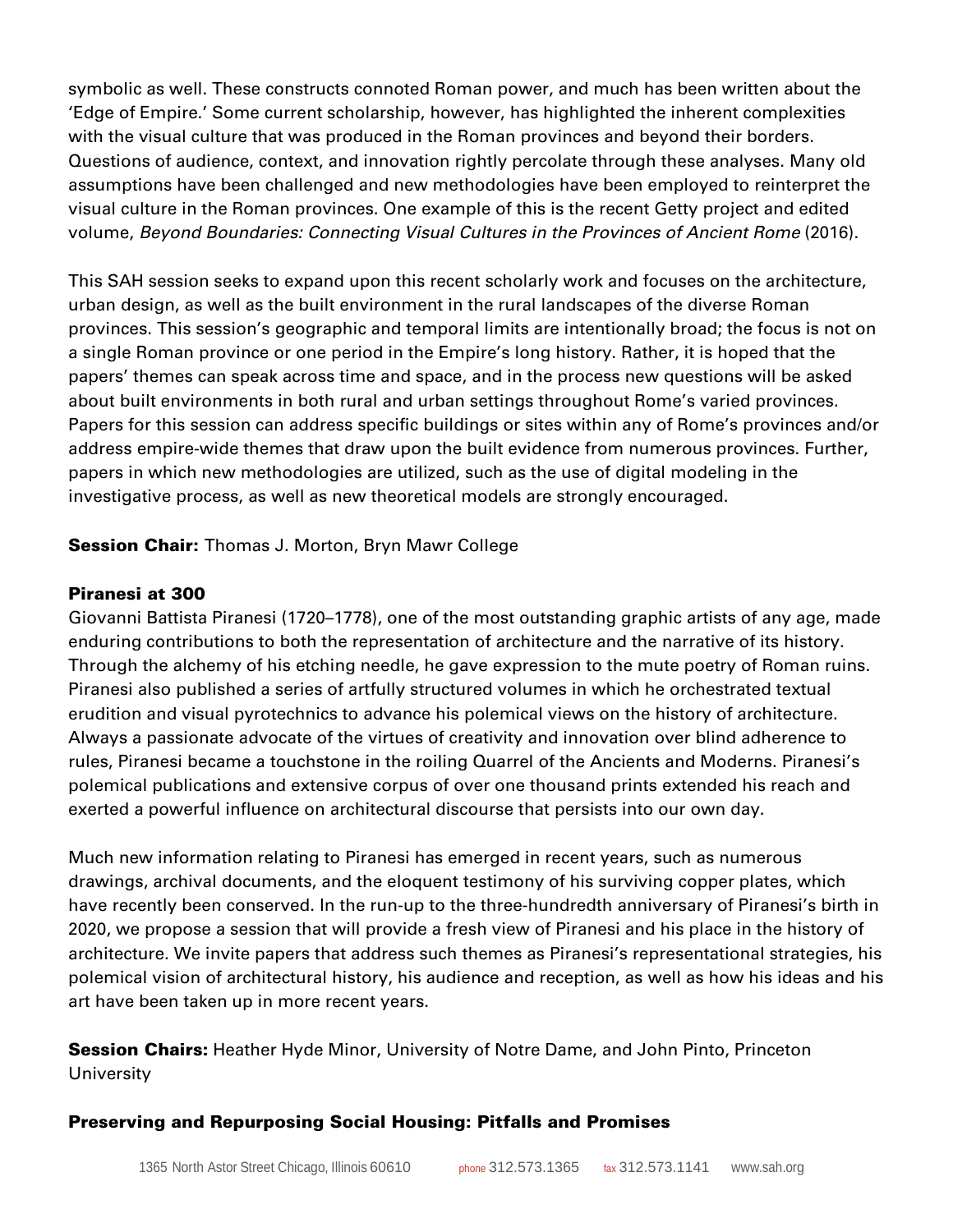symbolic as well. These constructs connoted Roman power, and much has been written about the 'Edge of Empire.' Some current scholarship, however, has highlighted the inherent complexities with the visual culture that was produced in the Roman provinces and beyond their borders. Questions of audience, context, and innovation rightly percolate through these analyses. Many old assumptions have been challenged and new methodologies have been employed to reinterpret the visual culture in the Roman provinces. One example of this is the recent Getty project and edited volume, *Beyond Boundaries: Connecting Visual Cultures in the Provinces of Ancient Rome* (2016).

This SAH session seeks to expand upon this recent scholarly work and focuses on the architecture, urban design, as well as the built environment in the rural landscapes of the diverse Roman provinces. This session's geographic and temporal limits are intentionally broad; the focus is not on a single Roman province or one period in the Empire's long history. Rather, it is hoped that the papers' themes can speak across time and space, and in the process new questions will be asked about built environments in both rural and urban settings throughout Rome's varied provinces. Papers for this session can address specific buildings or sites within any of Rome's provinces and/or address empire-wide themes that draw upon the built evidence from numerous provinces. Further, papers in which new methodologies are utilized, such as the use of digital modeling in the investigative process, as well as new theoretical models are strongly encouraged.

**Session Chair:** Thomas J. Morton, Bryn Mawr College

### Piranesi at 300

Giovanni Battista Piranesi (1720–1778), one of the most outstanding graphic artists of any age, made enduring contributions to both the representation of architecture and the narrative of its history. Through the alchemy of his etching needle, he gave expression to the mute poetry of Roman ruins. Piranesi also published a series of artfully structured volumes in which he orchestrated textual erudition and visual pyrotechnics to advance his polemical views on the history of architecture. Always a passionate advocate of the virtues of creativity and innovation over blind adherence to rules, Piranesi became a touchstone in the roiling Quarrel of the Ancients and Moderns. Piranesi's polemical publications and extensive corpus of over one thousand prints extended his reach and exerted a powerful influence on architectural discourse that persists into our own day.

Much new information relating to Piranesi has emerged in recent years, such as numerous drawings, archival documents, and the eloquent testimony of his surviving copper plates, which have recently been conserved. In the run-up to the three-hundredth anniversary of Piranesi's birth in 2020, we propose a session that will provide a fresh view of Piranesi and his place in the history of architecture. We invite papers that address such themes as Piranesi's representational strategies, his polemical vision of architectural history, his audience and reception, as well as how his ideas and his art have been taken up in more recent years.

**Session Chairs:** Heather Hyde Minor, University of Notre Dame, and John Pinto, Princeton University

### Preserving and Repurposing Social Housing: Pitfalls and Promises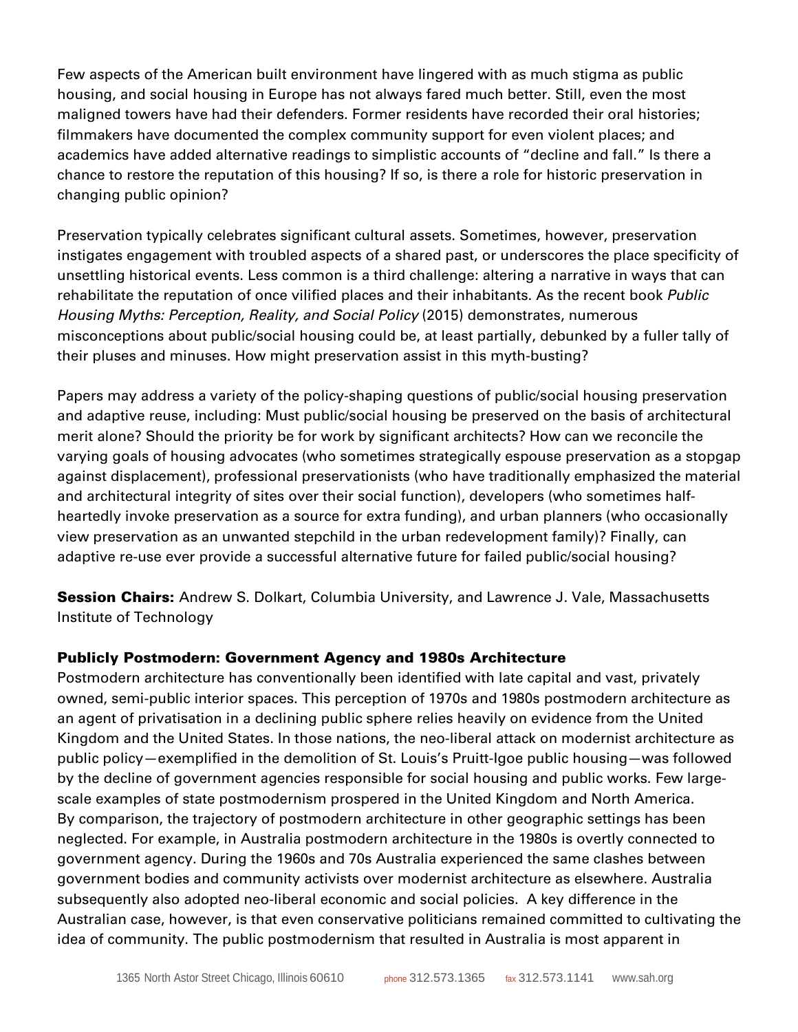Few aspects of the American built environment have lingered with as much stigma as public housing, and social housing in Europe has not always fared much better. Still, even the most maligned towers have had their defenders. Former residents have recorded their oral histories; filmmakers have documented the complex community support for even violent places; and academics have added alternative readings to simplistic accounts of "decline and fall." Is there a chance to restore the reputation of this housing? If so, is there a role for historic preservation in changing public opinion?

Preservation typically celebrates significant cultural assets. Sometimes, however, preservation instigates engagement with troubled aspects of a shared past, or underscores the place specificity of unsettling historical events. Less common is a third challenge: altering a narrative in ways that can rehabilitate the reputation of once vilified places and their inhabitants. As the recent book *Public Housing Myths: Perception, Reality, and Social Policy* (2015) demonstrates, numerous misconceptions about public/social housing could be, at least partially, debunked by a fuller tally of their pluses and minuses. How might preservation assist in this myth-busting?

Papers may address a variety of the policy-shaping questions of public/social housing preservation and adaptive reuse, including: Must public/social housing be preserved on the basis of architectural merit alone? Should the priority be for work by significant architects? How can we reconcile the varying goals of housing advocates (who sometimes strategically espouse preservation as a stopgap against displacement), professional preservationists (who have traditionally emphasized the material and architectural integrity of sites over their social function), developers (who sometimes half-heartedly invoke preservation as a source for extra funding), and urban planners (who occasionally view preservation as an unwanted stepchild in the urban redevelopment family)? Finally, can adaptive re-use ever provide a successful alternative future for failed public/social housing?

**Session Chairs:** Andrew S. Dolkart, Columbia University, and Lawrence J. Vale, Massachusetts Institute of Technology

### Publicly Postmodern: Government Agency and 1980s Architecture

Postmodern architecture has conventionally been identified with late capital and vast, privately owned, semi-public interior spaces. This perception of 1970s and 1980s postmodern architecture as an agent of privatisation in a declining public sphere relies heavily on evidence from the United Kingdom and the United States. In those nations, the neo-liberal attack on modernist architecture as public policy—exemplified in the demolition of St. Louis's Pruitt-Igoe public housing—was followed by the decline of government agencies responsible for social housing and public works. Few large-scale examples of state postmodernism prospered in the United Kingdom and North America. By comparison, the trajectory of postmodern architecture in other geographic settings has been neglected. For example, in Australia postmodern architecture in the 1980s is overtly connected to government agency. During the 1960s and 70s Australia experienced the same clashes between government bodies and community activists over modernist architecture as elsewhere. Australia subsequently also adopted neo-liberal economic and social policies. A key difference in the Australian case, however, is that even conservative politicians remained committed to cultivating the idea of community. The public postmodernism that resulted in Australia is most apparent in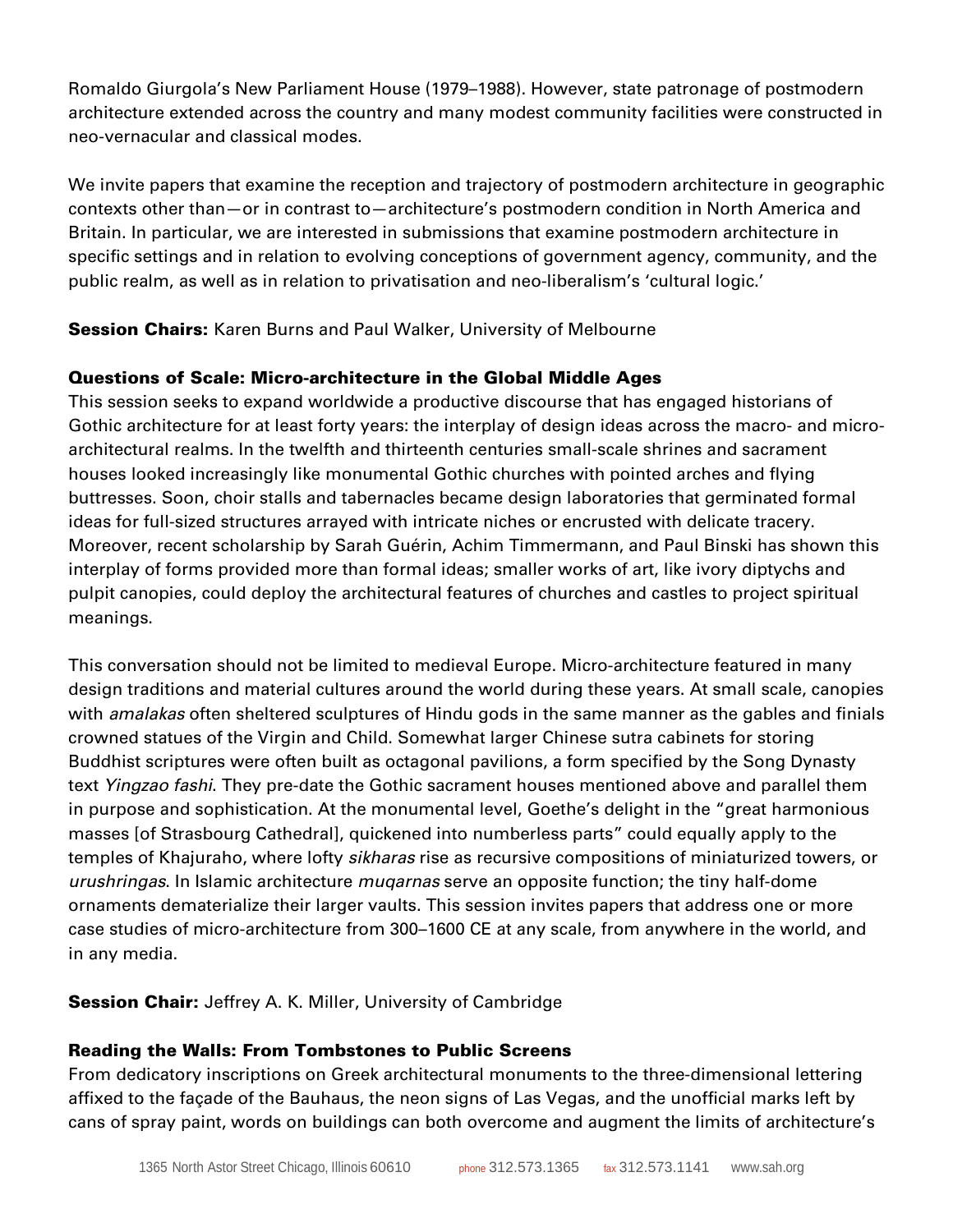Romaldo Giurgola's New Parliament House (1979–1988). However, state patronage of postmodern architecture extended across the country and many modest community facilities were constructed in neo-vernacular and classical modes.

We invite papers that examine the reception and trajectory of postmodern architecture in geographic contexts other than—or in contrast to—architecture's postmodern condition in North America and Britain. In particular, we are interested in submissions that examine postmodern architecture in specific settings and in relation to evolving conceptions of government agency, community, and the public realm, as well as in relation to privatisation and neo-liberalism's 'cultural logic.'

**Session Chairs:** Karen Burns and Paul Walker, University of Melbourne

### Questions of Scale: Micro-architecture in the Global Middle Ages

This session seeks to expand worldwide a productive discourse that has engaged historians of Gothic architecture for at least forty years: the interplay of design ideas across the macro- and micro-architectural realms. In the twelfth and thirteenth centuries small-scale shrines and sacrament houses looked increasingly like monumental Gothic churches with pointed arches and flying buttresses. Soon, choir stalls and tabernacles became design laboratories that germinated formal ideas for full-sized structures arrayed with intricate niches or encrusted with delicate tracery. Moreover, recent scholarship by Sarah Guérin, Achim Timmermann, and Paul Binski has shown this interplay of forms provided more than formal ideas; smaller works of art, like ivory diptychs and pulpit canopies, could deploy the architectural features of churches and castles to project spiritual meanings.

This conversation should not be limited to medieval Europe. Micro-architecture featured in many design traditions and material cultures around the world during these years. At small scale, canopies with *amalakas* often sheltered sculptures of Hindu gods in the same manner as the gables and finials crowned statues of the Virgin and Child. Somewhat larger Chinese sutra cabinets for storing Buddhist scriptures were often built as octagonal pavilions, a form specified by the Song Dynasty text *Yingzao fashi*. They pre-date the Gothic sacrament houses mentioned above and parallel them in purpose and sophistication. At the monumental level, Goethe's delight in the "great harmonious masses [of Strasbourg Cathedral], quickened into numberless parts" could equally apply to the temples of Khajuraho, where lofty *sikharas* rise as recursive compositions of miniaturized towers, or *urushringas*. In Islamic architecture *muqarnas* serve an opposite function; the tiny half-dome ornaments dematerialize their larger vaults. This session invites papers that address one or more case studies of micro-architecture from 300–1600 CE at any scale, from anywhere in the world, and in any media.

**Session Chair:** Jeffrey A. K. Miller, University of Cambridge

### Reading the Walls: From Tombstones to Public Screens

From dedicatory inscriptions on Greek architectural monuments to the three-dimensional lettering affixed to the façade of the Bauhaus, the neon signs of Las Vegas, and the unofficial marks left by cans of spray paint, words on buildings can both overcome and augment the limits of architecture's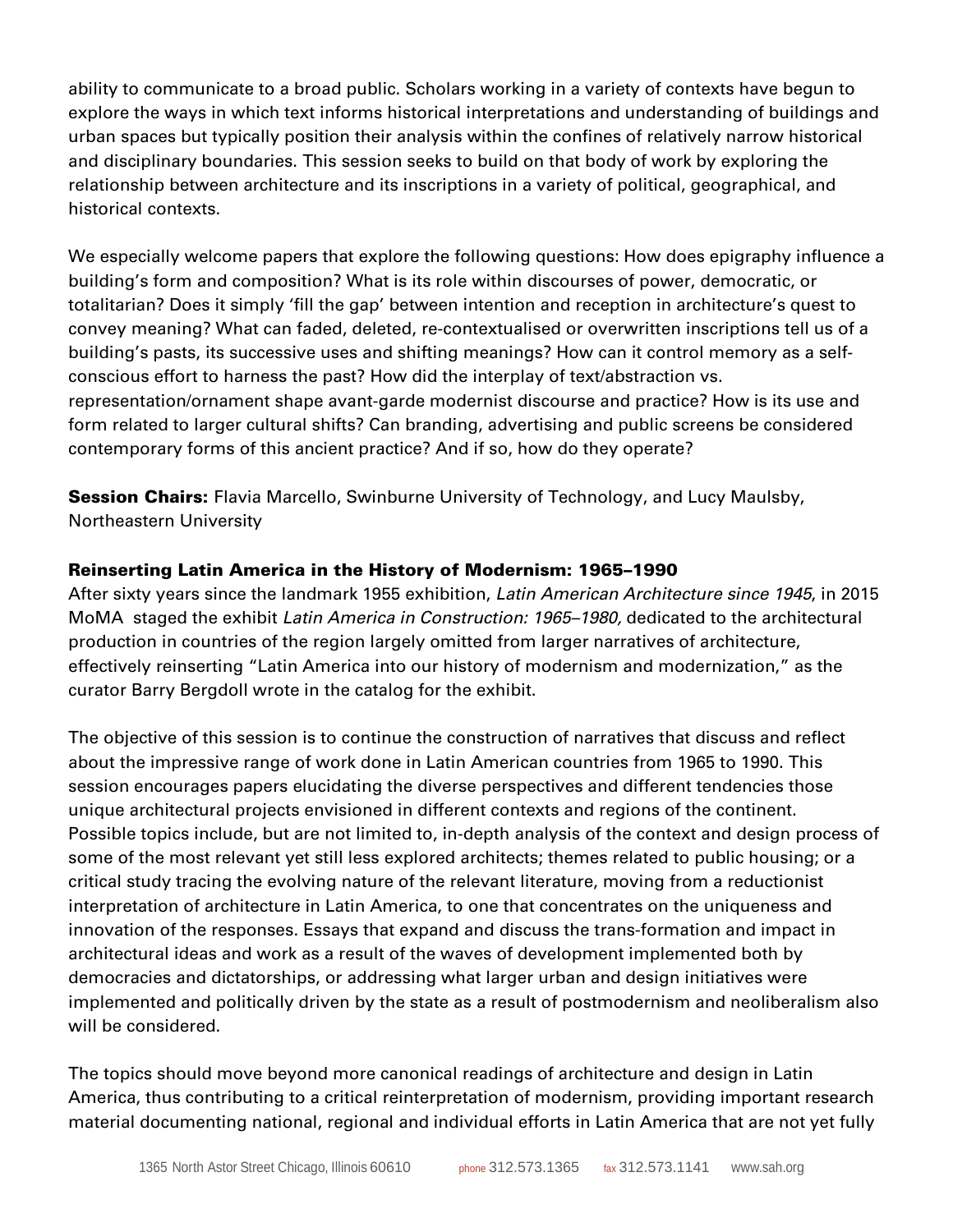ability to communicate to a broad public. Scholars working in a variety of contexts have begun to explore the ways in which text informs historical interpretations and understanding of buildings and urban spaces but typically position their analysis within the confines of relatively narrow historical and disciplinary boundaries. This session seeks to build on that body of work by exploring the relationship between architecture and its inscriptions in a variety of political, geographical, and historical contexts.

We especially welcome papers that explore the following questions: How does epigraphy influence a building's form and composition? What is its role within discourses of power, democratic, or totalitarian? Does it simply 'fill the gap' between intention and reception in architecture's quest to convey meaning? What can faded, deleted, re-contextualised or overwritten inscriptions tell us of a building's pasts, its successive uses and shifting meanings? How can it control memory as a self-conscious effort to harness the past? How did the interplay of text/abstraction vs. representation/ornament shape avant-garde modernist discourse and practice? How is its use and form related to larger cultural shifts? Can branding, advertising and public screens be considered contemporary forms of this ancient practice? And if so, how do they operate?

**Session Chairs:** Flavia Marcello, Swinburne University of Technology, and Lucy Maulsby, Northeastern University

## Reinserting Latin America in the History of Modernism: 1965–1990

After sixty years since the landmark 1955 exhibition, *Latin American Architecture since 1945*, in 2015 MoMA staged the exhibit *Latin America in Construction: 1965–1980,* dedicated to the architectural production in countries of the region largely omitted from larger narratives of architecture, effectively reinserting "Latin America into our history of modernism and modernization," as the curator Barry Bergdoll wrote in the catalog for the exhibit.

The objective of this session is to continue the construction of narratives that discuss and reflect about the impressive range of work done in Latin American countries from 1965 to 1990. This session encourages papers elucidating the diverse perspectives and different tendencies those unique architectural projects envisioned in different contexts and regions of the continent. Possible topics include, but are not limited to, in-depth analysis of the context and design process of some of the most relevant yet still less explored architects; themes related to public housing; or a critical study tracing the evolving nature of the relevant literature, moving from a reductionist interpretation of architecture in Latin America, to one that concentrates on the uniqueness and innovation of the responses. Essays that expand and discuss the trans-formation and impact in architectural ideas and work as a result of the waves of development implemented both by democracies and dictatorships, or addressing what larger urban and design initiatives were implemented and politically driven by the state as a result of postmodernism and neoliberalism also will be considered.

The topics should move beyond more canonical readings of architecture and design in Latin America, thus contributing to a critical reinterpretation of modernism, providing important research material documenting national, regional and individual efforts in Latin America that are not yet fully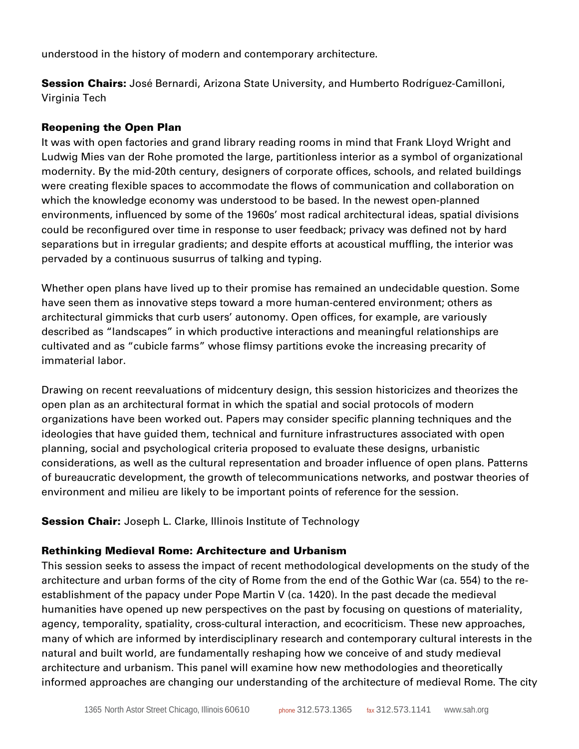understood in the history of modern and contemporary architecture.

**Session Chairs:** José Bernardi, Arizona State University, and Humberto Rodríguez-Camilloni, Virginia Tech

### Reopening the Open Plan

It was with open factories and grand library reading rooms in mind that Frank Lloyd Wright and Ludwig Mies van der Rohe promoted the large, partitionless interior as a symbol of organizational modernity. By the mid-20th century, designers of corporate offices, schools, and related buildings were creating flexible spaces to accommodate the flows of communication and collaboration on which the knowledge economy was understood to be based. In the newest open-planned environments, influenced by some of the 1960s' most radical architectural ideas, spatial divisions could be reconfigured over time in response to user feedback; privacy was defined not by hard separations but in irregular gradients; and despite efforts at acoustical muffling, the interior was pervaded by a continuous susurrus of talking and typing.

Whether open plans have lived up to their promise has remained an undecidable question. Some have seen them as innovative steps toward a more human-centered environment; others as architectural gimmicks that curb users' autonomy. Open offices, for example, are variously described as "landscapes" in which productive interactions and meaningful relationships are cultivated and as "cubicle farms" whose flimsy partitions evoke the increasing precarity of immaterial labor.

Drawing on recent reevaluations of midcentury design, this session historicizes and theorizes the open plan as an architectural format in which the spatial and social protocols of modern organizations have been worked out. Papers may consider specific planning techniques and the ideologies that have guided them, technical and furniture infrastructures associated with open planning, social and psychological criteria proposed to evaluate these designs, urbanistic considerations, as well as the cultural representation and broader influence of open plans. Patterns of bureaucratic development, the growth of telecommunications networks, and postwar theories of environment and milieu are likely to be important points of reference for the session.

**Session Chair:** Joseph L. Clarke, Illinois Institute of Technology

### Rethinking Medieval Rome: Architecture and Urbanism

This session seeks to assess the impact of recent methodological developments on the study of the architecture and urban forms of the city of Rome from the end of the Gothic War (ca. 554) to the re-establishment of the papacy under Pope Martin V (ca. 1420). In the past decade the medieval humanities have opened up new perspectives on the past by focusing on questions of materiality, agency, temporality, spatiality, cross-cultural interaction, and ecocriticism. These new approaches, many of which are informed by interdisciplinary research and contemporary cultural interests in the natural and built world, are fundamentally reshaping how we conceive of and study medieval architecture and urbanism. This panel will examine how new methodologies and theoretically informed approaches are changing our understanding of the architecture of medieval Rome. The city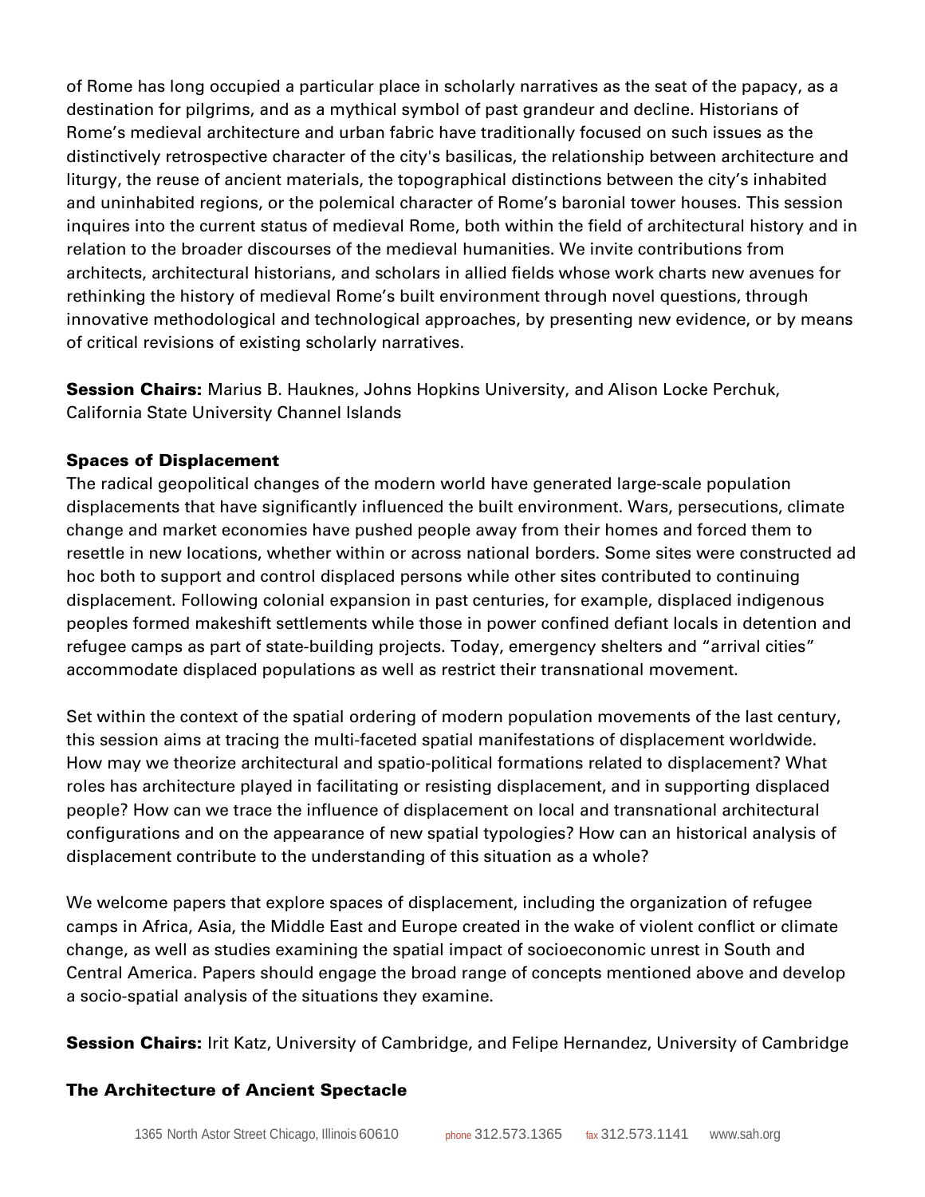of Rome has long occupied a particular place in scholarly narratives as the seat of the papacy, as a destination for pilgrims, and as a mythical symbol of past grandeur and decline. Historians of Rome's medieval architecture and urban fabric have traditionally focused on such issues as the distinctively retrospective character of the city's basilicas, the relationship between architecture and liturgy, the reuse of ancient materials, the topographical distinctions between the city's inhabited and uninhabited regions, or the polemical character of Rome's baronial tower houses. This session inquires into the current status of medieval Rome, both within the field of architectural history and in relation to the broader discourses of the medieval humanities. We invite contributions from architects, architectural historians, and scholars in allied fields whose work charts new avenues for rethinking the history of medieval Rome's built environment through novel questions, through innovative methodological and technological approaches, by presenting new evidence, or by means of critical revisions of existing scholarly narratives.

**Session Chairs:** Marius B. Hauknes, Johns Hopkins University, and Alison Locke Perchuk, California State University Channel Islands

### Spaces of Displacement

The radical geopolitical changes of the modern world have generated large-scale population displacements that have significantly influenced the built environment. Wars, persecutions, climate change and market economies have pushed people away from their homes and forced them to resettle in new locations, whether within or across national borders. Some sites were constructed ad hoc both to support and control displaced persons while other sites contributed to continuing displacement. Following colonial expansion in past centuries, for example, displaced indigenous peoples formed makeshift settlements while those in power confined defiant locals in detention and refugee camps as part of state-building projects. Today, emergency shelters and "arrival cities" accommodate displaced populations as well as restrict their transnational movement.

Set within the context of the spatial ordering of modern population movements of the last century, this session aims at tracing the multi-faceted spatial manifestations of displacement worldwide. How may we theorize architectural and spatio-political formations related to displacement? What roles has architecture played in facilitating or resisting displacement, and in supporting displaced people? How can we trace the influence of displacement on local and transnational architectural configurations and on the appearance of new spatial typologies? How can an historical analysis of displacement contribute to the understanding of this situation as a whole?

We welcome papers that explore spaces of displacement, including the organization of refugee camps in Africa, Asia, the Middle East and Europe created in the wake of violent conflict or climate change, as well as studies examining the spatial impact of socioeconomic unrest in South and Central America. Papers should engage the broad range of concepts mentioned above and develop a socio-spatial analysis of the situations they examine.

**Session Chairs:** Irit Katz, University of Cambridge, and Felipe Hernandez, University of Cambridge

### The Architecture of Ancient Spectacle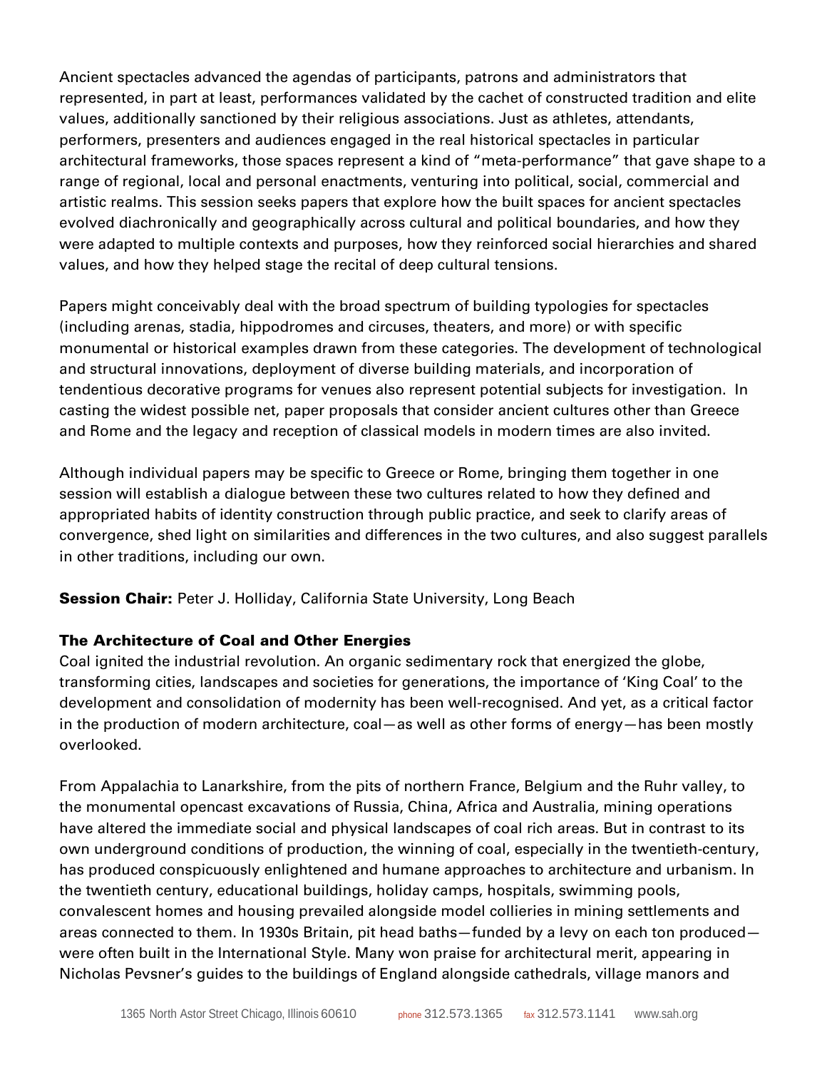Ancient spectacles advanced the agendas of participants, patrons and administrators that represented, in part at least, performances validated by the cachet of constructed tradition and elite values, additionally sanctioned by their religious associations. Just as athletes, attendants, performers, presenters and audiences engaged in the real historical spectacles in particular architectural frameworks, those spaces represent a kind of "meta-performance" that gave shape to a range of regional, local and personal enactments, venturing into political, social, commercial and artistic realms. This session seeks papers that explore how the built spaces for ancient spectacles evolved diachronically and geographically across cultural and political boundaries, and how they were adapted to multiple contexts and purposes, how they reinforced social hierarchies and shared values, and how they helped stage the recital of deep cultural tensions.

Papers might conceivably deal with the broad spectrum of building typologies for spectacles (including arenas, stadia, hippodromes and circuses, theaters, and more) or with specific monumental or historical examples drawn from these categories. The development of technological and structural innovations, deployment of diverse building materials, and incorporation of tendentious decorative programs for venues also represent potential subjects for investigation. In casting the widest possible net, paper proposals that consider ancient cultures other than Greece and Rome and the legacy and reception of classical models in modern times are also invited.

Although individual papers may be specific to Greece or Rome, bringing them together in one session will establish a dialogue between these two cultures related to how they defined and appropriated habits of identity construction through public practice, and seek to clarify areas of convergence, shed light on similarities and differences in the two cultures, and also suggest parallels in other traditions, including our own.

**Session Chair:** Peter J. Holliday, California State University, Long Beach

### The Architecture of Coal and Other Energies

Coal ignited the industrial revolution. An organic sedimentary rock that energized the globe, transforming cities, landscapes and societies for generations, the importance of 'King Coal' to the development and consolidation of modernity has been well-recognised. And yet, as a critical factor in the production of modern architecture, coal—as well as other forms of energy—has been mostly overlooked.

From Appalachia to Lanarkshire, from the pits of northern France, Belgium and the Ruhr valley, to the monumental opencast excavations of Russia, China, Africa and Australia, mining operations have altered the immediate social and physical landscapes of coal rich areas. But in contrast to its own underground conditions of production, the winning of coal, especially in the twentieth-century, has produced conspicuously enlightened and humane approaches to architecture and urbanism. In the twentieth century, educational buildings, holiday camps, hospitals, swimming pools, convalescent homes and housing prevailed alongside model collieries in mining settlements and areas connected to them. In 1930s Britain, pit head baths—funded by a levy on each ton produced—were often built in the International Style. Many won praise for architectural merit, appearing in Nicholas Pevsner's guides to the buildings of England alongside cathedrals, village manors and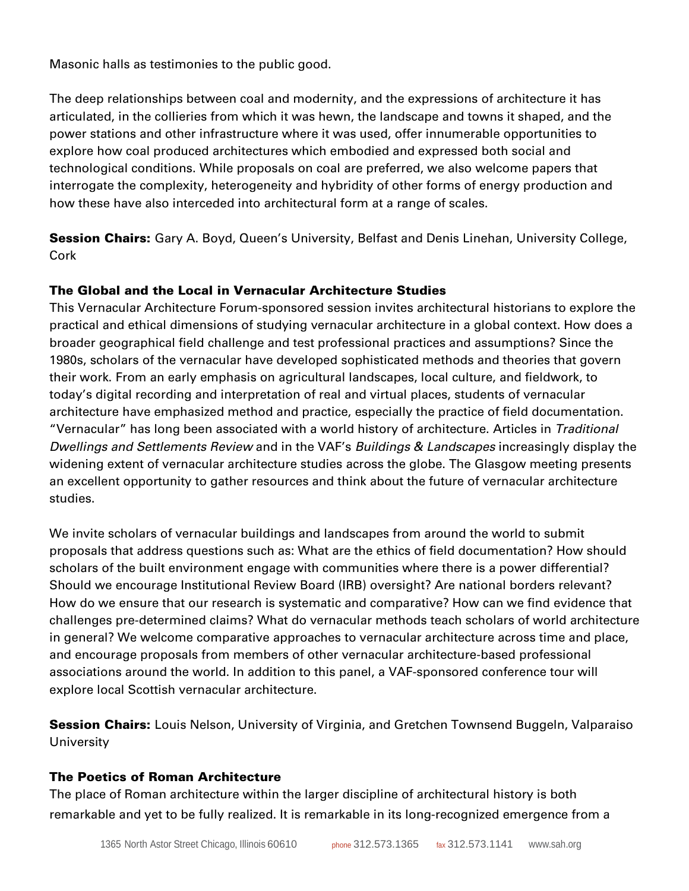Masonic halls as testimonies to the public good.

The deep relationships between coal and modernity, and the expressions of architecture it has articulated, in the collieries from which it was hewn, the landscape and towns it shaped, and the power stations and other infrastructure where it was used, offer innumerable opportunities to explore how coal produced architectures which embodied and expressed both social and technological conditions. While proposals on coal are preferred, we also welcome papers that interrogate the complexity, heterogeneity and hybridity of other forms of energy production and how these have also interceded into architectural form at a range of scales.

**Session Chairs:** Gary A. Boyd, Queen's University, Belfast and Denis Linehan, University College, Cork

### The Global and the Local in Vernacular Architecture Studies

This Vernacular Architecture Forum-sponsored session invites architectural historians to explore the practical and ethical dimensions of studying vernacular architecture in a global context. How does a broader geographical field challenge and test professional practices and assumptions? Since the 1980s, scholars of the vernacular have developed sophisticated methods and theories that govern their work. From an early emphasis on agricultural landscapes, local culture, and fieldwork, to today's digital recording and interpretation of real and virtual places, students of vernacular architecture have emphasized method and practice, especially the practice of field documentation. "Vernacular" has long been associated with a world history of architecture. Articles in *Traditional Dwellings and Settlements Review* and in the VAF's *Buildings & Landscapes* increasingly display the widening extent of vernacular architecture studies across the globe. The Glasgow meeting presents an excellent opportunity to gather resources and think about the future of vernacular architecture studies.

We invite scholars of vernacular buildings and landscapes from around the world to submit proposals that address questions such as: What are the ethics of field documentation? How should scholars of the built environment engage with communities where there is a power differential? Should we encourage Institutional Review Board (IRB) oversight? Are national borders relevant? How do we ensure that our research is systematic and comparative? How can we find evidence that challenges pre-determined claims? What do vernacular methods teach scholars of world architecture in general? We welcome comparative approaches to vernacular architecture across time and place, and encourage proposals from members of other vernacular architecture-based professional associations around the world. In addition to this panel, a VAF-sponsored conference tour will explore local Scottish vernacular architecture.

**Session Chairs:** Louis Nelson, University of Virginia, and Gretchen Townsend Buggeln, Valparaiso University

### The Poetics of Roman Architecture

The place of Roman architecture within the larger discipline of architectural history is both remarkable and yet to be fully realized. It is remarkable in its long-recognized emergence from a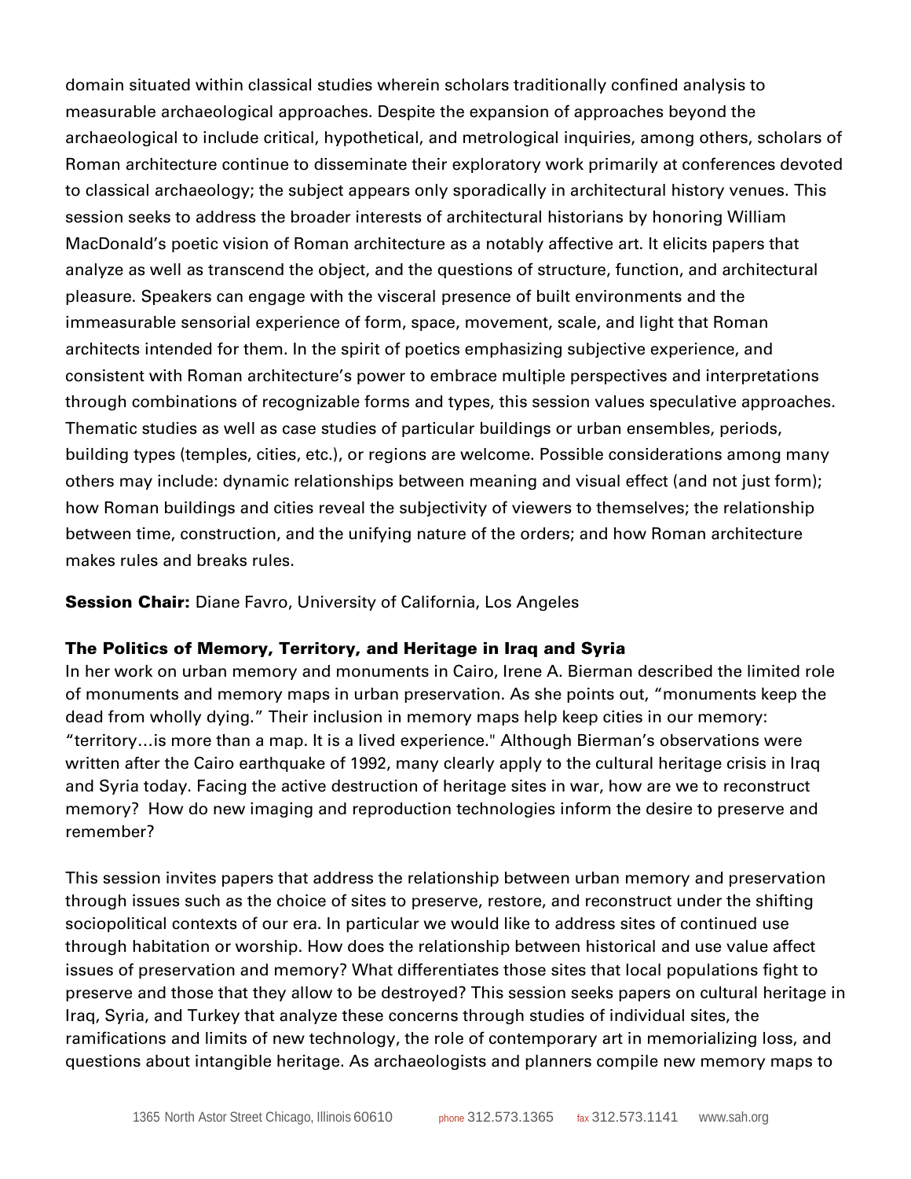domain situated within classical studies wherein scholars traditionally confined analysis to measurable archaeological approaches. Despite the expansion of approaches beyond the archaeological to include critical, hypothetical, and metrological inquiries, among others, scholars of Roman architecture continue to disseminate their exploratory work primarily at conferences devoted to classical archaeology; the subject appears only sporadically in architectural history venues. This session seeks to address the broader interests of architectural historians by honoring William MacDonald's poetic vision of Roman architecture as a notably affective art. It elicits papers that analyze as well as transcend the object, and the questions of structure, function, and architectural pleasure. Speakers can engage with the visceral presence of built environments and the immeasurable sensorial experience of form, space, movement, scale, and light that Roman architects intended for them. In the spirit of poetics emphasizing subjective experience, and consistent with Roman architecture's power to embrace multiple perspectives and interpretations through combinations of recognizable forms and types, this session values speculative approaches. Thematic studies as well as case studies of particular buildings or urban ensembles, periods, building types (temples, cities, etc.), or regions are welcome. Possible considerations among many others may include: dynamic relationships between meaning and visual effect (and not just form); how Roman buildings and cities reveal the subjectivity of viewers to themselves; the relationship between time, construction, and the unifying nature of the orders; and how Roman architecture makes rules and breaks rules.

**Session Chair:** Diane Favro, University of California, Los Angeles

### The Politics of Memory, Territory, and Heritage in Iraq and Syria

In her work on urban memory and monuments in Cairo, Irene A. Bierman described the limited role of monuments and memory maps in urban preservation. As she points out, "monuments keep the dead from wholly dying." Their inclusion in memory maps help keep cities in our memory: "territory…is more than a map. It is a lived experience." Although Bierman's observations were written after the Cairo earthquake of 1992, many clearly apply to the cultural heritage crisis in Iraq and Syria today. Facing the active destruction of heritage sites in war, how are we to reconstruct memory? How do new imaging and reproduction technologies inform the desire to preserve and remember?

This session invites papers that address the relationship between urban memory and preservation through issues such as the choice of sites to preserve, restore, and reconstruct under the shifting sociopolitical contexts of our era. In particular we would like to address sites of continued use through habitation or worship. How does the relationship between historical and use value affect issues of preservation and memory? What differentiates those sites that local populations fight to preserve and those that they allow to be destroyed? This session seeks papers on cultural heritage in Iraq, Syria, and Turkey that analyze these concerns through studies of individual sites, the ramifications and limits of new technology, the role of contemporary art in memorializing loss, and questions about intangible heritage. As archaeologists and planners compile new memory maps to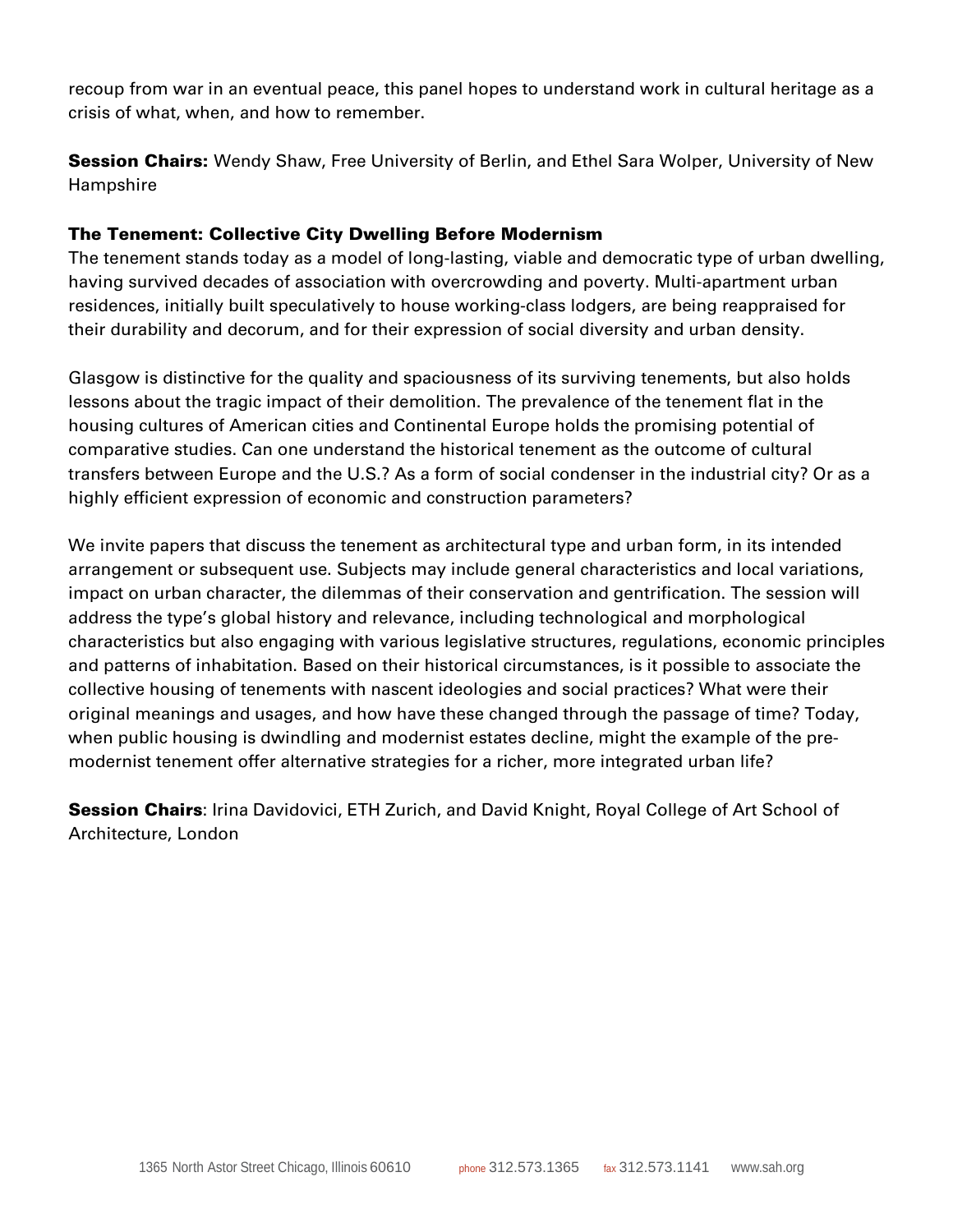recoup from war in an eventual peace, this panel hopes to understand work in cultural heritage as a crisis of what, when, and how to remember.

**Session Chairs:** Wendy Shaw, Free University of Berlin, and Ethel Sara Wolper, University of New Hampshire

**The Tenement: Collective City Dwelling Before Modernism**

The tenement stands today as a model of long-lasting, viable and democratic type of urban dwelling, having survived decades of association with overcrowding and poverty. Multi-apartment urban residences, initially built speculatively to house working-class lodgers, are being reappraised for their durability and decorum, and for their expression of social diversity and urban density.

Glasgow is distinctive for the quality and spaciousness of its surviving tenements, but also holds lessons about the tragic impact of their demolition. The prevalence of the tenement flat in the housing cultures of American cities and Continental Europe holds the promising potential of comparative studies. Can one understand the historical tenement as the outcome of cultural transfers between Europe and the U.S.? As a form of social condenser in the industrial city? Or as a highly efficient expression of economic and construction parameters?

We invite papers that discuss the tenement as architectural type and urban form, in its intended arrangement or subsequent use. Subjects may include general characteristics and local variations, impact on urban character, the dilemmas of their conservation and gentrification. The session will address the type's global history and relevance, including technological and morphological characteristics but also engaging with various legislative structures, regulations, economic principles and patterns of inhabitation. Based on their historical circumstances, is it possible to associate the collective housing of tenements with nascent ideologies and social practices? What were their original meanings and usages, and how have these changed through the passage of time? Today, when public housing is dwindling and modernist estates decline, might the example of the pre-modernist tenement offer alternative strategies for a richer, more integrated urban life?

**Session Chairs**: Irina Davidovici, ETH Zurich, and David Knight, Royal College of Art School of Architecture, London